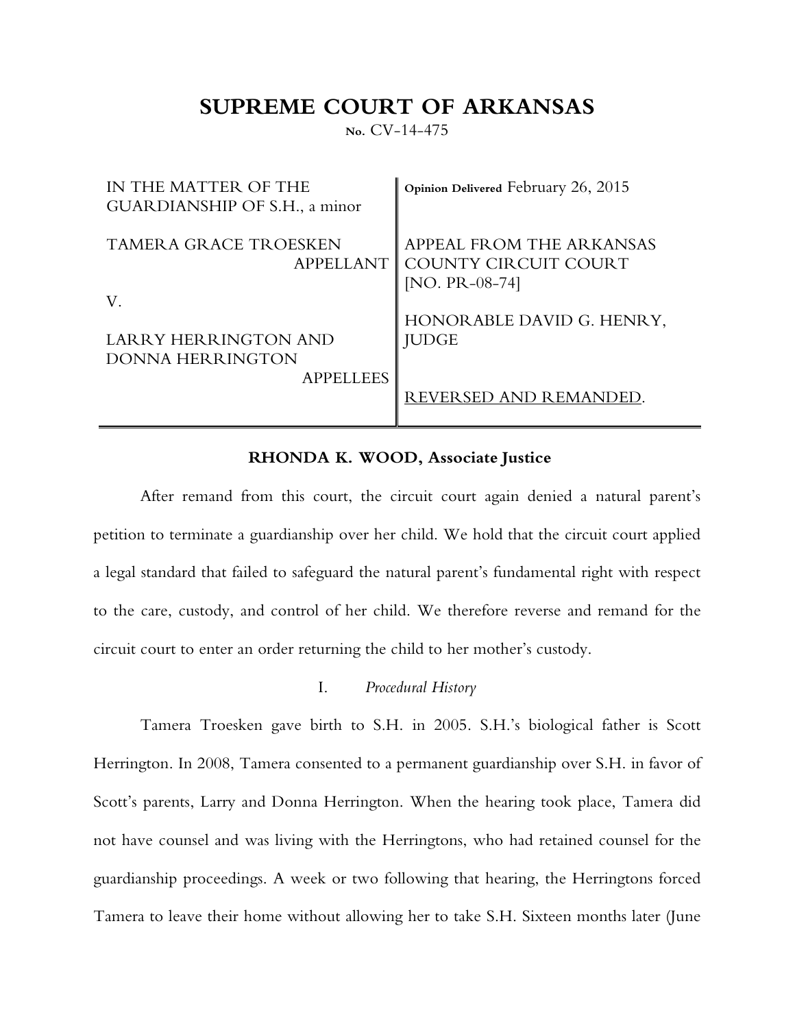# SUPREME COURT OF ARKANSAS

No. CV-14-475

| | |
|---|---|
| IN THE MATTER OF THE GUARDIANSHIP OF S.H., a minor | Opinion Delivered February 26, 2015 |
| TAMERA GRACE TROESKEN APPELLANT | APPEAL FROM THE ARKANSAS COUNTY CIRCUIT COURT [NO. PR-08-74] |
| V. | |
| LARRY HERRINGTON AND DONNA HERRINGTON APPELLEES | HONORABLE DAVID G. HENRY, JUDGE |
| | REVERSED AND REMANDED. |

**RHONDA K. WOOD, Associate Justice**

After remand from this court, the circuit court again denied a natural parent's petition to terminate a guardianship over her child. We hold that the circuit court applied a legal standard that failed to safeguard the natural parent's fundamental right with respect to the care, custody, and control of her child. We therefore reverse and remand for the circuit court to enter an order returning the child to her mother's custody.

## I. *Procedural History*

Tamera Troesken gave birth to S.H. in 2005. S.H.'s biological father is Scott Herrington. In 2008, Tamera consented to a permanent guardianship over S.H. in favor of Scott's parents, Larry and Donna Herrington. When the hearing took place, Tamera did not have counsel and was living with the Herringtons, who had retained counsel for the guardianship proceedings. A week or two following that hearing, the Herringtons forced Tamera to leave their home without allowing her to take S.H. Sixteen months later (June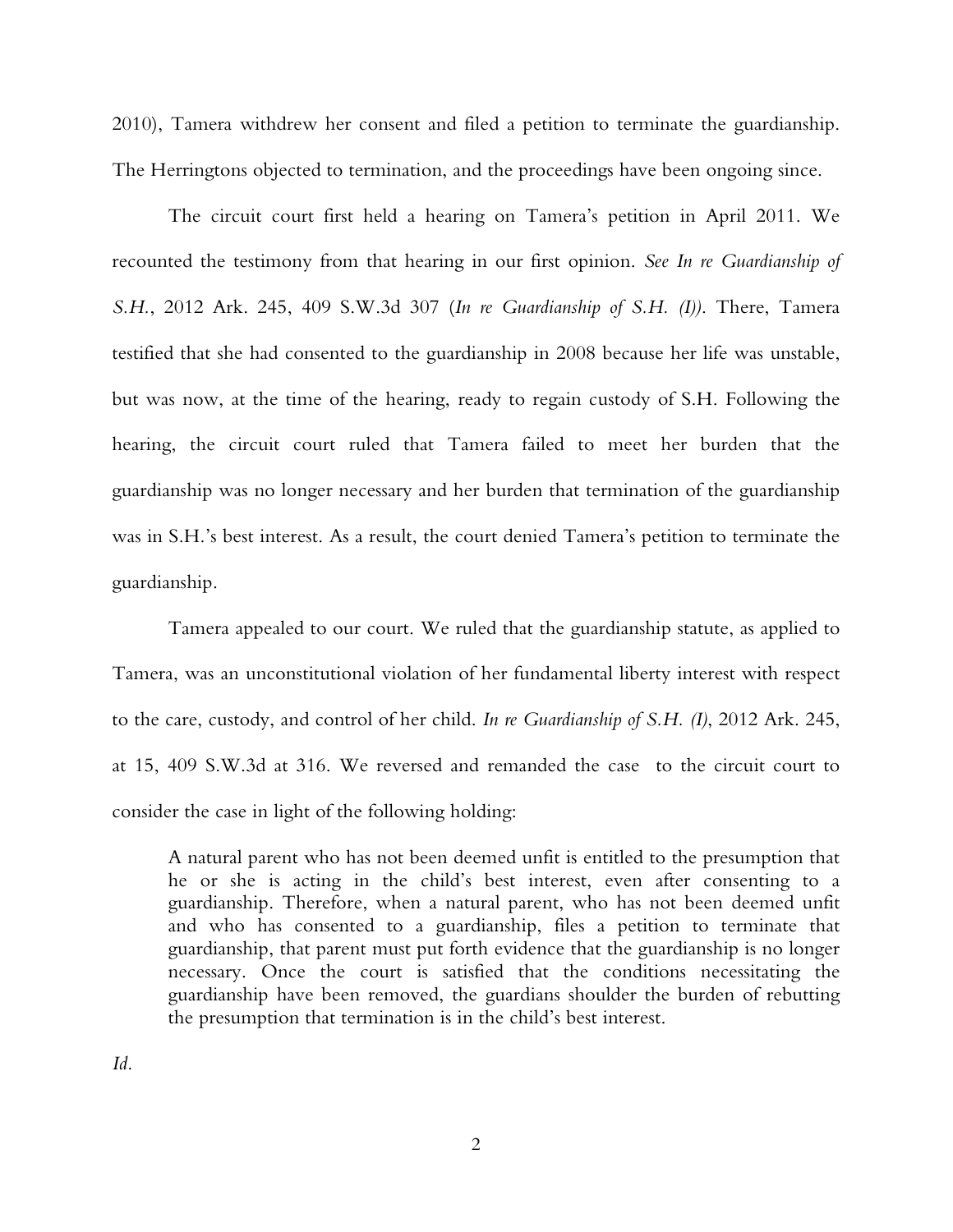2010), Tamera withdrew her consent and filed a petition to terminate the guardianship. The Herringtons objected to termination, and the proceedings have been ongoing since.

The circuit court first held a hearing on Tamera's petition in April 2011. We recounted the testimony from that hearing in our first opinion. *See In re Guardianship of S.H.*, 2012 Ark. 245, 409 S.W.3d 307 (*In re Guardianship of S.H. (I)*). There, Tamera testified that she had consented to the guardianship in 2008 because her life was unstable, but was now, at the time of the hearing, ready to regain custody of S.H. Following the hearing, the circuit court ruled that Tamera failed to meet her burden that the guardianship was no longer necessary and her burden that termination of the guardianship was in S.H.'s best interest. As a result, the court denied Tamera's petition to terminate the guardianship.

Tamera appealed to our court. We ruled that the guardianship statute, as applied to Tamera, was an unconstitutional violation of her fundamental liberty interest with respect to the care, custody, and control of her child. *In re Guardianship of S.H. (I)*, 2012 Ark. 245, at 15, 409 S.W.3d at 316. We reversed and remanded the case to the circuit court to consider the case in light of the following holding:

> A natural parent who has not been deemed unfit is entitled to the presumption that he or she is acting in the child's best interest, even after consenting to a guardianship. Therefore, when a natural parent, who has not been deemed unfit and who has consented to a guardianship, files a petition to terminate that guardianship, that parent must put forth evidence that the guardianship is no longer necessary. Once the court is satisfied that the conditions necessitating the guardianship have been removed, the guardians shoulder the burden of rebutting the presumption that termination is in the child's best interest.

*Id.*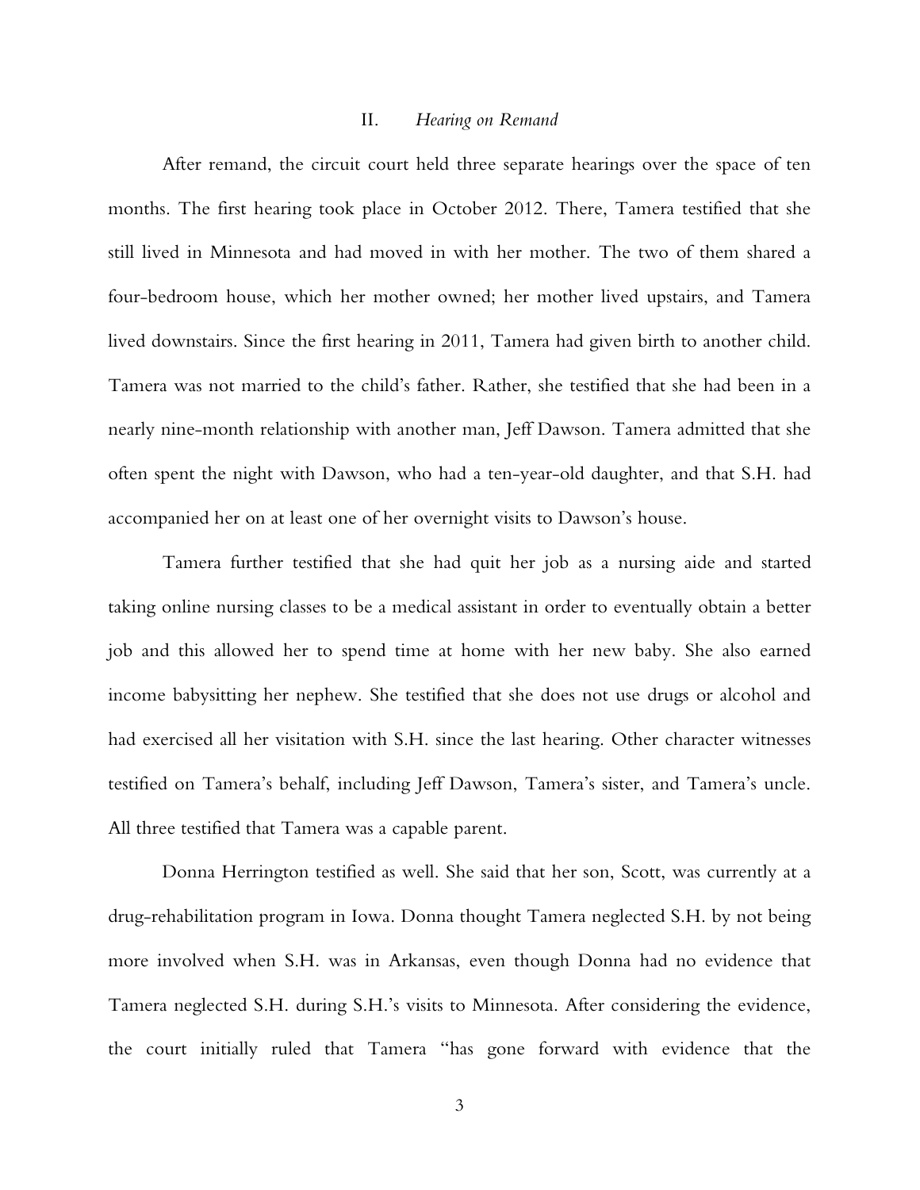## II. *Hearing on Remand*

After remand, the circuit court held three separate hearings over the space of ten months. The first hearing took place in October 2012. There, Tamera testified that she still lived in Minnesota and had moved in with her mother. The two of them shared a four-bedroom house, which her mother owned; her mother lived upstairs, and Tamera lived downstairs. Since the first hearing in 2011, Tamera had given birth to another child. Tamera was not married to the child's father. Rather, she testified that she had been in a nearly nine-month relationship with another man, Jeff Dawson. Tamera admitted that she often spent the night with Dawson, who had a ten-year-old daughter, and that S.H. had accompanied her on at least one of her overnight visits to Dawson's house.

Tamera further testified that she had quit her job as a nursing aide and started taking online nursing classes to be a medical assistant in order to eventually obtain a better job and this allowed her to spend time at home with her new baby. She also earned income babysitting her nephew. She testified that she does not use drugs or alcohol and had exercised all her visitation with S.H. since the last hearing. Other character witnesses testified on Tamera's behalf, including Jeff Dawson, Tamera's sister, and Tamera's uncle. All three testified that Tamera was a capable parent.

Donna Herrington testified as well. She said that her son, Scott, was currently at a drug-rehabilitation program in Iowa. Donna thought Tamera neglected S.H. by not being more involved when S.H. was in Arkansas, even though Donna had no evidence that Tamera neglected S.H. during S.H.'s visits to Minnesota. After considering the evidence, the court initially ruled that Tamera "has gone forward with evidence that the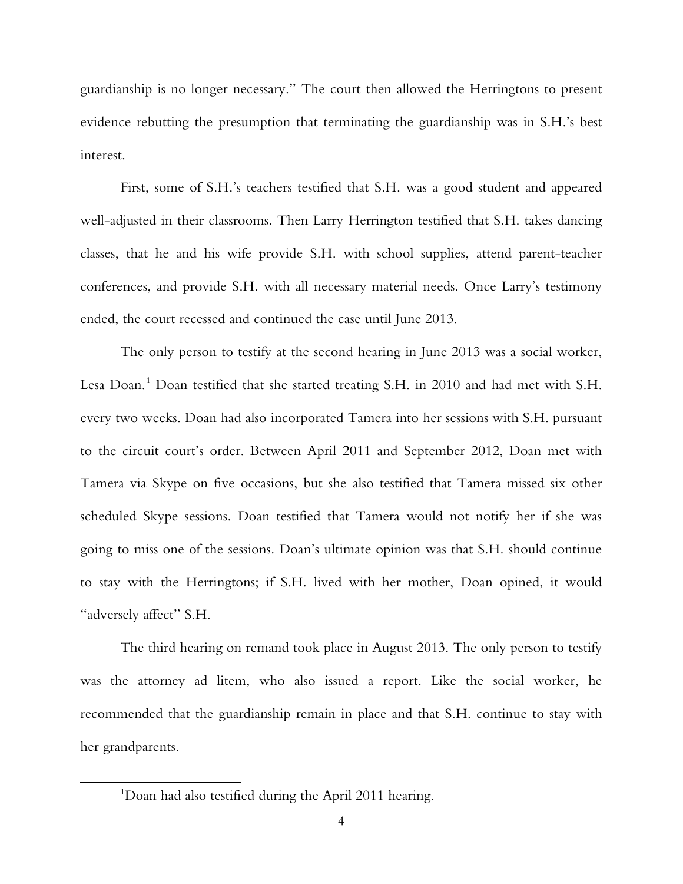guardianship is no longer necessary." The court then allowed the Herringtons to present evidence rebutting the presumption that terminating the guardianship was in S.H.'s best interest.

First, some of S.H.'s teachers testified that S.H. was a good student and appeared well-adjusted in their classrooms. Then Larry Herrington testified that S.H. takes dancing classes, that he and his wife provide S.H. with school supplies, attend parent-teacher conferences, and provide S.H. with all necessary material needs. Once Larry's testimony ended, the court recessed and continued the case until June 2013.

The only person to testify at the second hearing in June 2013 was a social worker, Lesa Doan.[1] Doan testified that she started treating S.H. in 2010 and had met with S.H. every two weeks. Doan had also incorporated Tamera into her sessions with S.H. pursuant to the circuit court's order. Between April 2011 and September 2012, Doan met with Tamera via Skype on five occasions, but she also testified that Tamera missed six other scheduled Skype sessions. Doan testified that Tamera would not notify her if she was going to miss one of the sessions. Doan's ultimate opinion was that S.H. should continue to stay with the Herringtons; if S.H. lived with her mother, Doan opined, it would "adversely affect" S.H.

The third hearing on remand took place in August 2013. The only person to testify was the attorney ad litem, who also issued a report. Like the social worker, he recommended that the guardianship remain in place and that S.H. continue to stay with her grandparents.

[1] Doan had also testified during the April 2011 hearing.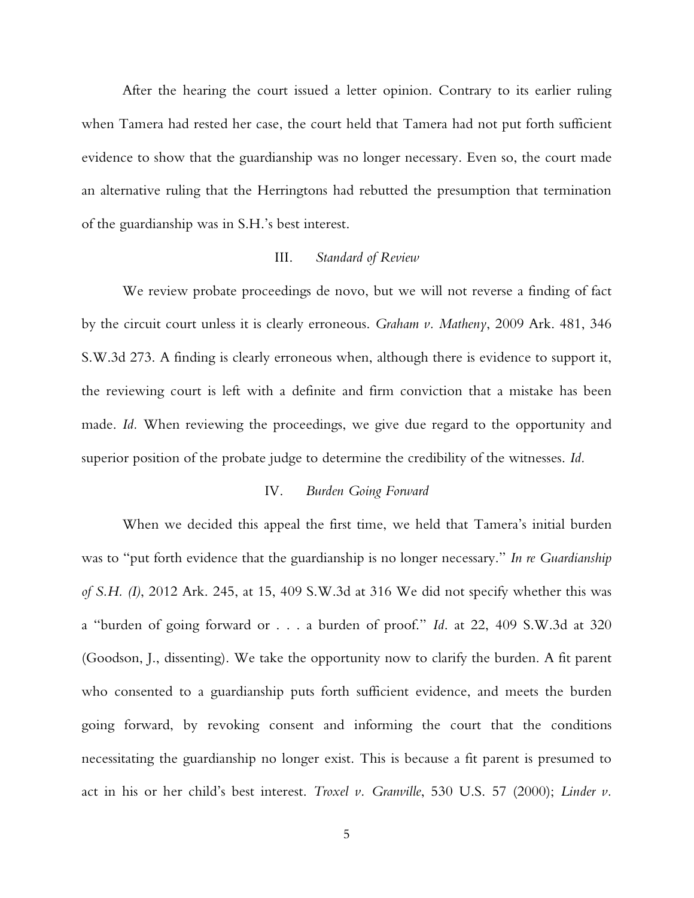After the hearing the court issued a letter opinion. Contrary to its earlier ruling when Tamera had rested her case, the court held that Tamera had not put forth sufficient evidence to show that the guardianship was no longer necessary. Even so, the court made an alternative ruling that the Herringtons had rebutted the presumption that termination of the guardianship was in S.H.'s best interest.

## III. *Standard of Review*

We review probate proceedings de novo, but we will not reverse a finding of fact by the circuit court unless it is clearly erroneous. *Graham v. Matheny*, 2009 Ark. 481, 346 S.W.3d 273. A finding is clearly erroneous when, although there is evidence to support it, the reviewing court is left with a definite and firm conviction that a mistake has been made. *Id.* When reviewing the proceedings, we give due regard to the opportunity and superior position of the probate judge to determine the credibility of the witnesses. *Id.*

## IV. *Burden Going Forward*

When we decided this appeal the first time, we held that Tamera's initial burden was to "put forth evidence that the guardianship is no longer necessary." *In re Guardianship of S.H. (I)*, 2012 Ark. 245, at 15, 409 S.W.3d at 316 We did not specify whether this was a "burden of going forward or . . . a burden of proof." *Id*. at 22, 409 S.W.3d at 320 (Goodson, J., dissenting). We take the opportunity now to clarify the burden. A fit parent who consented to a guardianship puts forth sufficient evidence, and meets the burden going forward, by revoking consent and informing the court that the conditions necessitating the guardianship no longer exist. This is because a fit parent is presumed to act in his or her child's best interest. *Troxel v. Granville*, 530 U.S. 57 (2000); *Linder v.*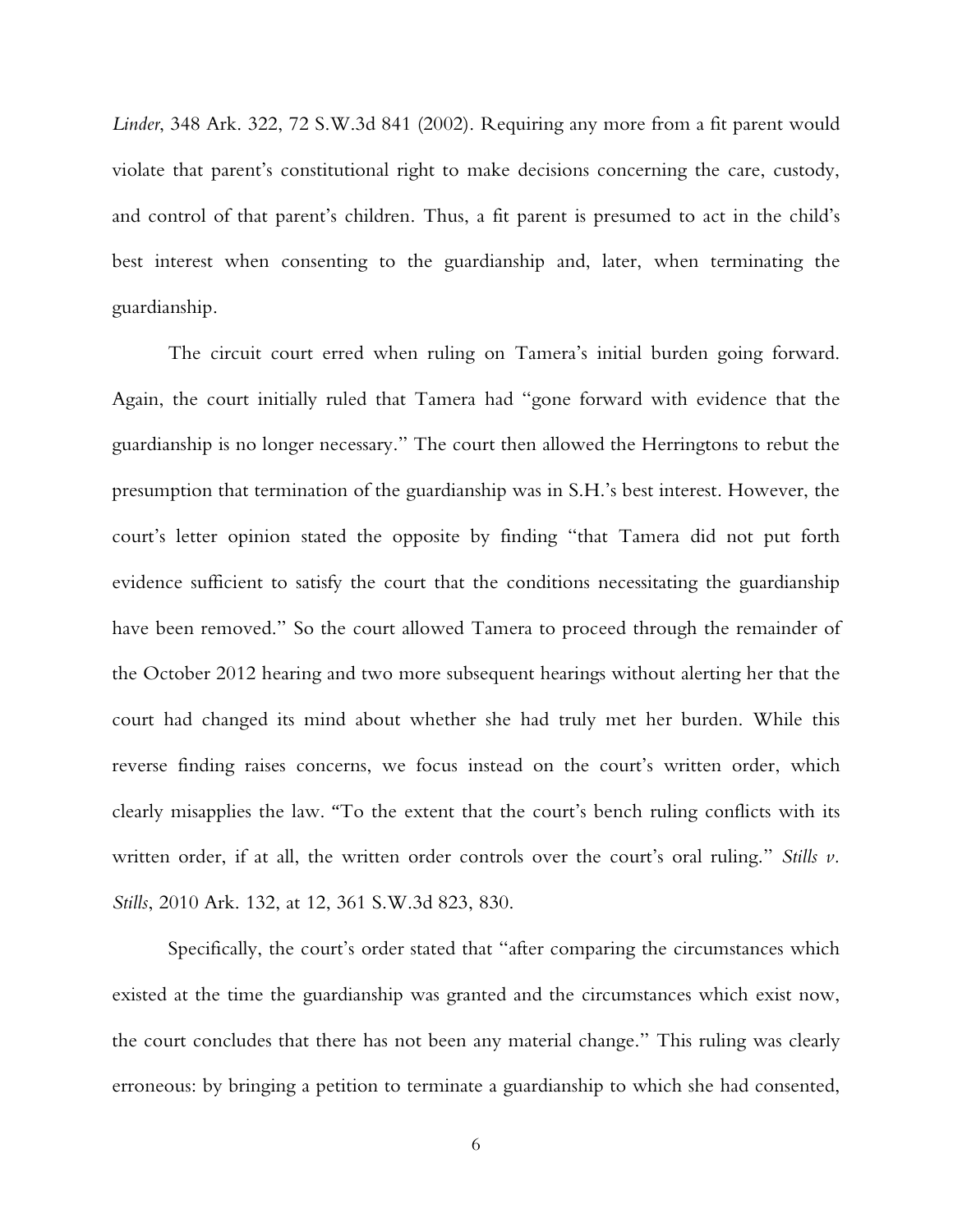*Linder*, 348 Ark. 322, 72 S.W.3d 841 (2002). Requiring any more from a fit parent would violate that parent's constitutional right to make decisions concerning the care, custody, and control of that parent's children. Thus, a fit parent is presumed to act in the child's best interest when consenting to the guardianship and, later, when terminating the guardianship.

The circuit court erred when ruling on Tamera's initial burden going forward. Again, the court initially ruled that Tamera had "gone forward with evidence that the guardianship is no longer necessary." The court then allowed the Herringtons to rebut the presumption that termination of the guardianship was in S.H.'s best interest. However, the court's letter opinion stated the opposite by finding "that Tamera did not put forth evidence sufficient to satisfy the court that the conditions necessitating the guardianship have been removed." So the court allowed Tamera to proceed through the remainder of the October 2012 hearing and two more subsequent hearings without alerting her that the court had changed its mind about whether she had truly met her burden. While this reverse finding raises concerns, we focus instead on the court's written order, which clearly misapplies the law. "To the extent that the court's bench ruling conflicts with its written order, if at all, the written order controls over the court's oral ruling." *Stills v. Stills*, 2010 Ark. 132, at 12, 361 S.W.3d 823, 830.

Specifically, the court's order stated that "after comparing the circumstances which existed at the time the guardianship was granted and the circumstances which exist now, the court concludes that there has not been any material change." This ruling was clearly erroneous: by bringing a petition to terminate a guardianship to which she had consented,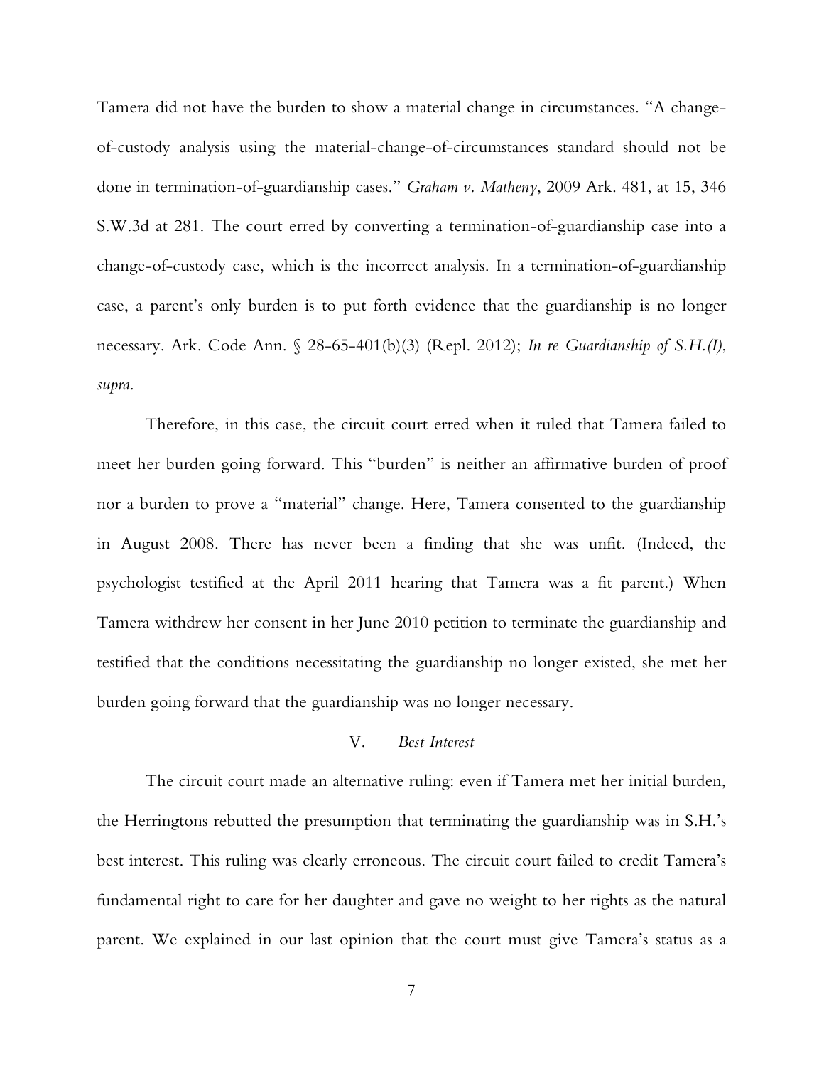Tamera did not have the burden to show a material change in circumstances. "A change-of-custody analysis using the material-change-of-circumstances standard should not be done in termination-of-guardianship cases." *Graham v. Matheny*, 2009 Ark. 481, at 15, 346 S.W.3d at 281. The court erred by converting a termination-of-guardianship case into a change-of-custody case, which is the incorrect analysis. In a termination-of-guardianship case, a parent's only burden is to put forth evidence that the guardianship is no longer necessary. Ark. Code Ann. § 28-65-401(b)(3) (Repl. 2012); *In re Guardianship of S.H.(I)*, *supra*.

Therefore, in this case, the circuit court erred when it ruled that Tamera failed to meet her burden going forward. This "burden" is neither an affirmative burden of proof nor a burden to prove a "material" change. Here, Tamera consented to the guardianship in August 2008. There has never been a finding that she was unfit. (Indeed, the psychologist testified at the April 2011 hearing that Tamera was a fit parent.) When Tamera withdrew her consent in her June 2010 petition to terminate the guardianship and testified that the conditions necessitating the guardianship no longer existed, she met her burden going forward that the guardianship was no longer necessary.

## V. *Best Interest*

The circuit court made an alternative ruling: even if Tamera met her initial burden, the Herringtons rebutted the presumption that terminating the guardianship was in S.H.'s best interest. This ruling was clearly erroneous. The circuit court failed to credit Tamera's fundamental right to care for her daughter and gave no weight to her rights as the natural parent. We explained in our last opinion that the court must give Tamera's status as a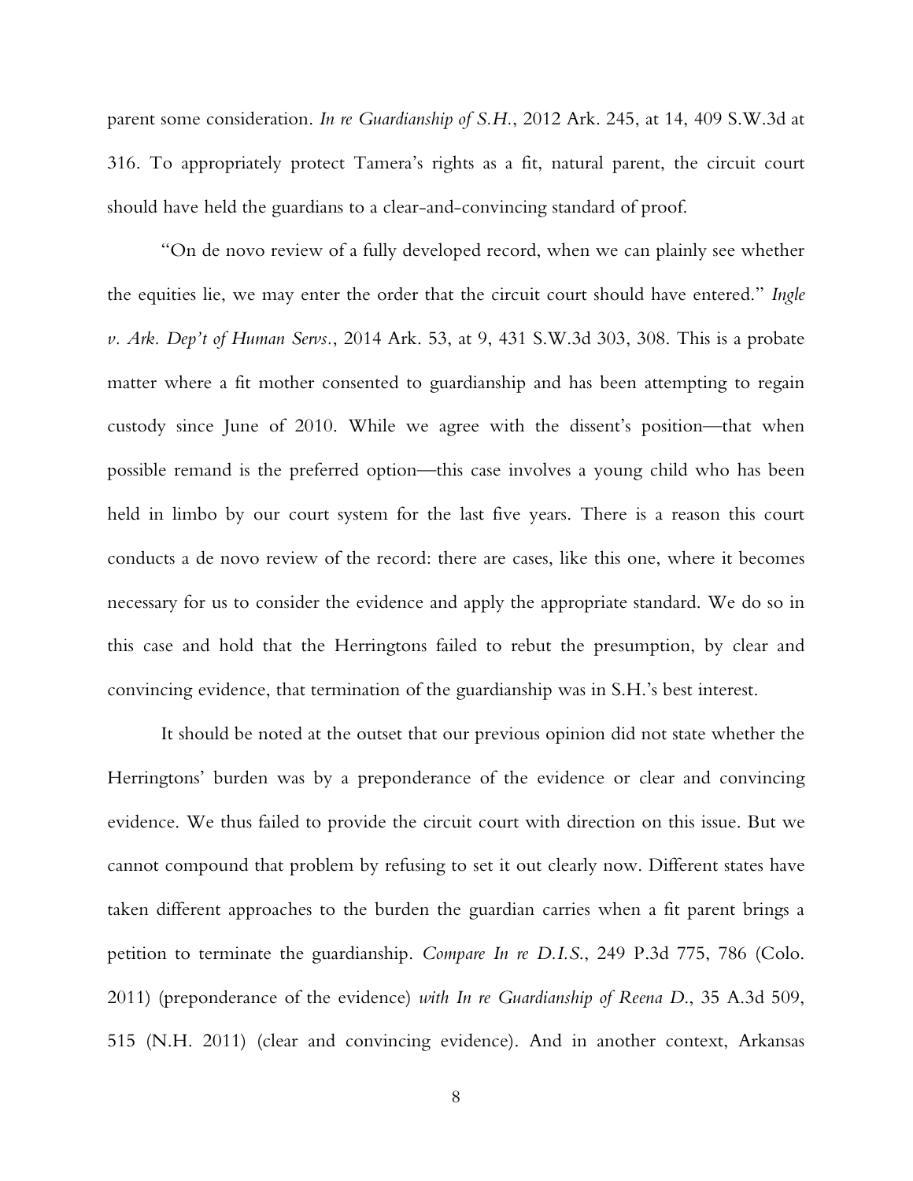parent some consideration. *In re Guardianship of S.H.*, 2012 Ark. 245, at 14, 409 S.W.3d at 316. To appropriately protect Tamera's rights as a fit, natural parent, the circuit court should have held the guardians to a clear-and-convincing standard of proof.

"On de novo review of a fully developed record, when we can plainly see whether the equities lie, we may enter the order that the circuit court should have entered." *Ingle v. Ark. Dep't of Human Servs.*, 2014 Ark. 53, at 9, 431 S.W.3d 303, 308. This is a probate matter where a fit mother consented to guardianship and has been attempting to regain custody since June of 2010. While we agree with the dissent's position—that when possible remand is the preferred option—this case involves a young child who has been held in limbo by our court system for the last five years. There is a reason this court conducts a de novo review of the record: there are cases, like this one, where it becomes necessary for us to consider the evidence and apply the appropriate standard. We do so in this case and hold that the Herringtons failed to rebut the presumption, by clear and convincing evidence, that termination of the guardianship was in S.H.'s best interest.

It should be noted at the outset that our previous opinion did not state whether the Herringtons' burden was by a preponderance of the evidence or clear and convincing evidence. We thus failed to provide the circuit court with direction on this issue. But we cannot compound that problem by refusing to set it out clearly now. Different states have taken different approaches to the burden the guardian carries when a fit parent brings a petition to terminate the guardianship. *Compare In re D.I.S.*, 249 P.3d 775, 786 (Colo. 2011) (preponderance of the evidence) *with In re Guardianship of Reena D.*, 35 A.3d 509, 515 (N.H. 2011) (clear and convincing evidence). And in another context, Arkansas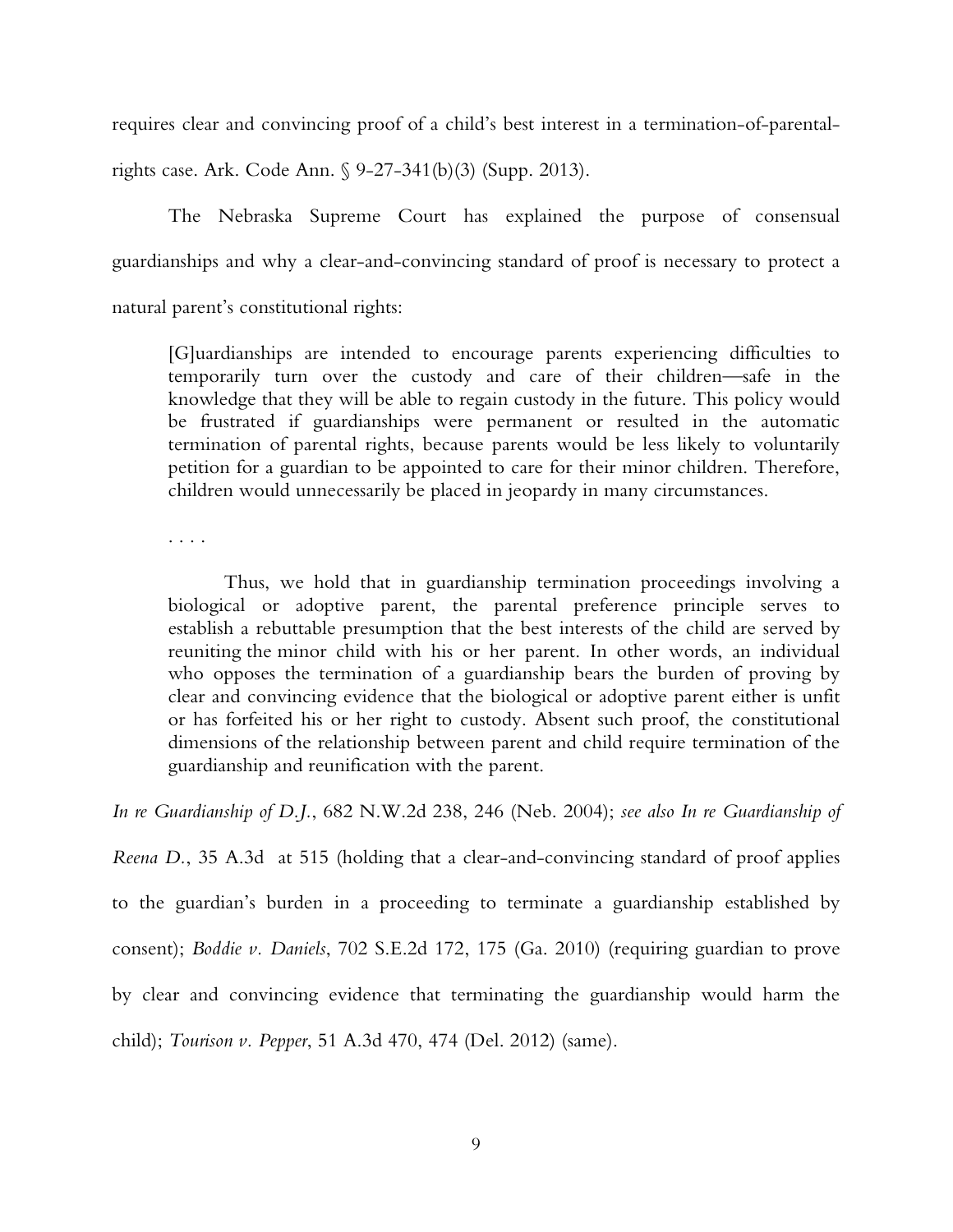requires clear and convincing proof of a child's best interest in a termination-of-parental-rights case. Ark. Code Ann. § 9-27-341(b)(3) (Supp. 2013).

The Nebraska Supreme Court has explained the purpose of consensual guardianships and why a clear-and-convincing standard of proof is necessary to protect a natural parent's constitutional rights:

> [G]uardianships are intended to encourage parents experiencing difficulties to temporarily turn over the custody and care of their children—safe in the knowledge that they will be able to regain custody in the future. This policy would be frustrated if guardianships were permanent or resulted in the automatic termination of parental rights, because parents would be less likely to voluntarily petition for a guardian to be appointed to care for their minor children. Therefore, children would unnecessarily be placed in jeopardy in many circumstances.
>
> . . . .
>
> Thus, we hold that in guardianship termination proceedings involving a biological or adoptive parent, the parental preference principle serves to establish a rebuttable presumption that the best interests of the child are served by reuniting the minor child with his or her parent. In other words, an individual who opposes the termination of a guardianship bears the burden of proving by clear and convincing evidence that the biological or adoptive parent either is unfit or has forfeited his or her right to custody. Absent such proof, the constitutional dimensions of the relationship between parent and child require termination of the guardianship and reunification with the parent.

*In re Guardianship of D.J.*, 682 N.W.2d 238, 246 (Neb. 2004); *see also In re Guardianship of Reena D.*, 35 A.3d at 515 (holding that a clear-and-convincing standard of proof applies to the guardian's burden in a proceeding to terminate a guardianship established by consent); *Boddie v. Daniels*, 702 S.E.2d 172, 175 (Ga. 2010) (requiring guardian to prove by clear and convincing evidence that terminating the guardianship would harm the child); *Tourison v. Pepper*, 51 A.3d 470, 474 (Del. 2012) (same).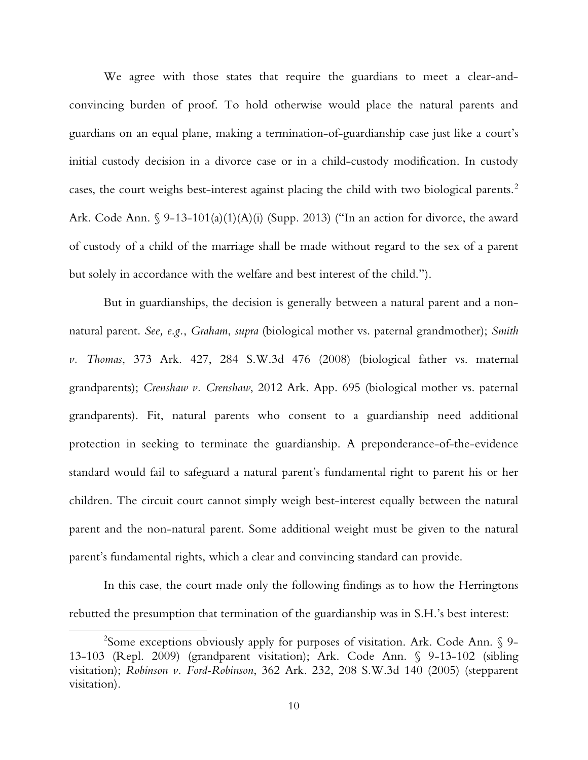We agree with those states that require the guardians to meet a clear-and-convincing burden of proof. To hold otherwise would place the natural parents and guardians on an equal plane, making a termination-of-guardianship case just like a court's initial custody decision in a divorce case or in a child-custody modification. In custody cases, the court weighs best-interest against placing the child with two biological parents.[2] Ark. Code Ann. § 9-13-101(a)(1)(A)(i) (Supp. 2013) ("In an action for divorce, the award of custody of a child of the marriage shall be made without regard to the sex of a parent but solely in accordance with the welfare and best interest of the child.").

But in guardianships, the decision is generally between a natural parent and a non-natural parent. *See, e.g.*, *Graham*, *supra* (biological mother vs. paternal grandmother); *Smith v. Thomas*, 373 Ark. 427, 284 S.W.3d 476 (2008) (biological father vs. maternal grandparents); *Crenshaw v. Crenshaw*, 2012 Ark. App. 695 (biological mother vs. paternal grandparents). Fit, natural parents who consent to a guardianship need additional protection in seeking to terminate the guardianship. A preponderance-of-the-evidence standard would fail to safeguard a natural parent's fundamental right to parent his or her children. The circuit court cannot simply weigh best-interest equally between the natural parent and the non-natural parent. Some additional weight must be given to the natural parent's fundamental rights, which a clear and convincing standard can provide.

In this case, the court made only the following findings as to how the Herringtons rebutted the presumption that termination of the guardianship was in S.H.'s best interest:

[2]Some exceptions obviously apply for purposes of visitation. Ark. Code Ann. § 9-13-103 (Repl. 2009) (grandparent visitation); Ark. Code Ann. § 9-13-102 (sibling visitation); *Robinson v. Ford-Robinson*, 362 Ark. 232, 208 S.W.3d 140 (2005) (stepparent visitation).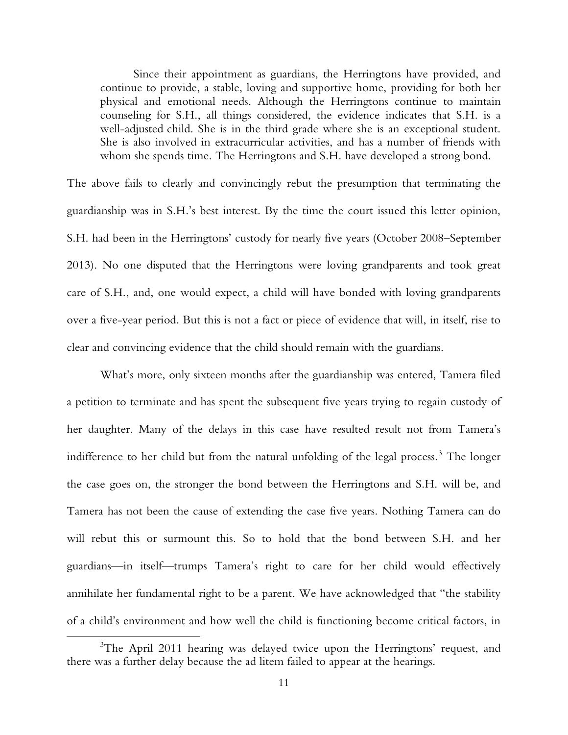> Since their appointment as guardians, the Herringtons have provided, and continue to provide, a stable, loving and supportive home, providing for both her physical and emotional needs. Although the Herringtons continue to maintain counseling for S.H., all things considered, the evidence indicates that S.H. is a well-adjusted child. She is in the third grade where she is an exceptional student. She is also involved in extracurricular activities, and has a number of friends with whom she spends time. The Herringtons and S.H. have developed a strong bond.

The above fails to clearly and convincingly rebut the presumption that terminating the guardianship was in S.H.'s best interest. By the time the court issued this letter opinion, S.H. had been in the Herringtons' custody for nearly five years (October 2008–September 2013). No one disputed that the Herringtons were loving grandparents and took great care of S.H., and, one would expect, a child will have bonded with loving grandparents over a five-year period. But this is not a fact or piece of evidence that will, in itself, rise to clear and convincing evidence that the child should remain with the guardians.

What's more, only sixteen months after the guardianship was entered, Tamera filed a petition to terminate and has spent the subsequent five years trying to regain custody of her daughter. Many of the delays in this case have resulted result not from Tamera's indifference to her child but from the natural unfolding of the legal process.[3] The longer the case goes on, the stronger the bond between the Herringtons and S.H. will be, and Tamera has not been the cause of extending the case five years. Nothing Tamera can do will rebut this or surmount this. So to hold that the bond between S.H. and her guardians—in itself—trumps Tamera's right to care for her child would effectively annihilate her fundamental right to be a parent. We have acknowledged that "the stability of a child's environment and how well the child is functioning become critical factors, in

[3] The April 2011 hearing was delayed twice upon the Herringtons' request, and there was a further delay because the ad litem failed to appear at the hearings.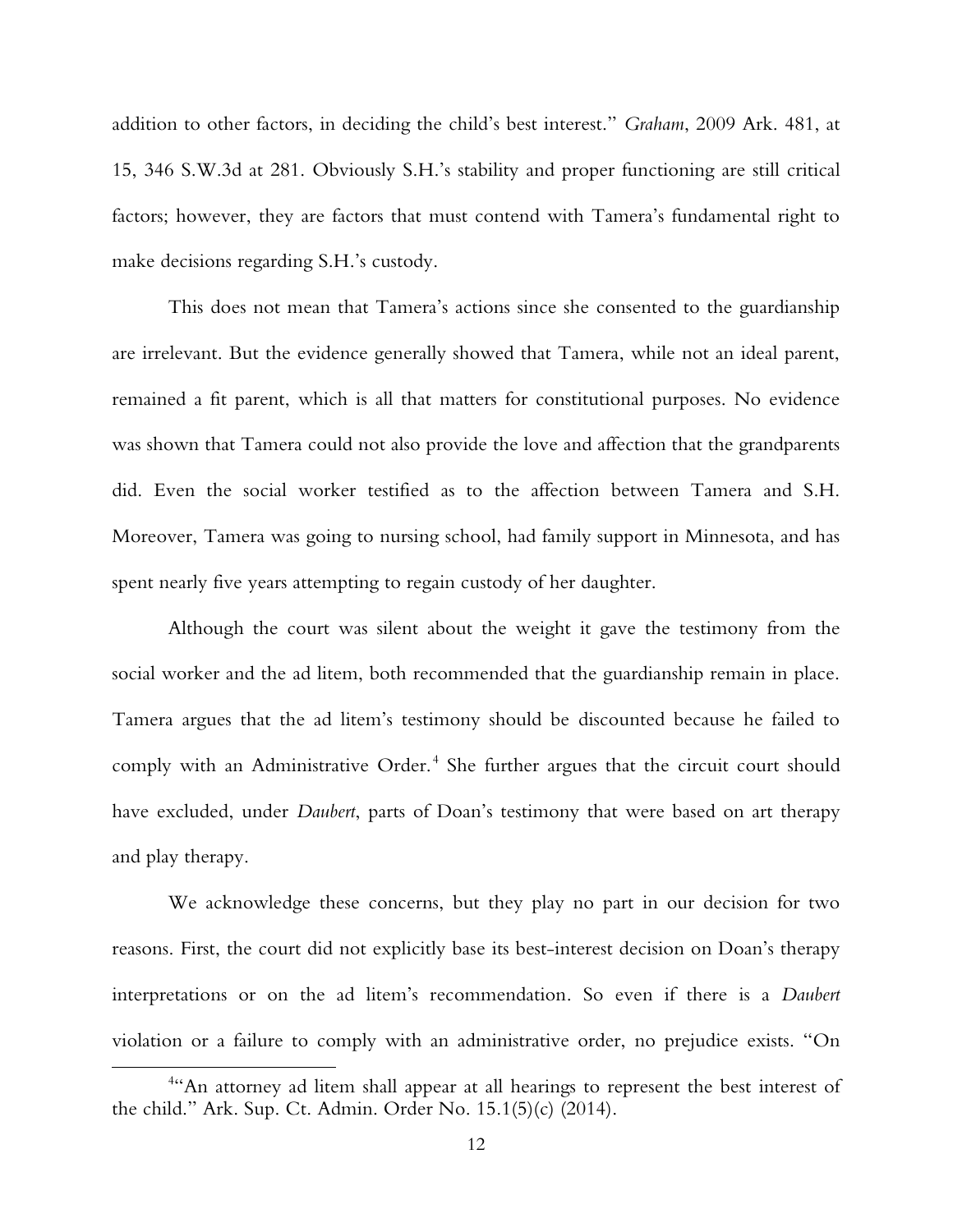addition to other factors, in deciding the child's best interest." *Graham*, 2009 Ark. 481, at 15, 346 S.W.3d at 281. Obviously S.H.'s stability and proper functioning are still critical factors; however, they are factors that must contend with Tamera's fundamental right to make decisions regarding S.H.'s custody.

This does not mean that Tamera's actions since she consented to the guardianship are irrelevant. But the evidence generally showed that Tamera, while not an ideal parent, remained a fit parent, which is all that matters for constitutional purposes. No evidence was shown that Tamera could not also provide the love and affection that the grandparents did. Even the social worker testified as to the affection between Tamera and S.H. Moreover, Tamera was going to nursing school, had family support in Minnesota, and has spent nearly five years attempting to regain custody of her daughter.

Although the court was silent about the weight it gave the testimony from the social worker and the ad litem, both recommended that the guardianship remain in place. Tamera argues that the ad litem's testimony should be discounted because he failed to comply with an Administrative Order.[4] She further argues that the circuit court should have excluded, under *Daubert*, parts of Doan's testimony that were based on art therapy and play therapy.

We acknowledge these concerns, but they play no part in our decision for two reasons. First, the court did not explicitly base its best-interest decision on Doan's therapy interpretations or on the ad litem's recommendation. So even if there is a *Daubert* violation or a failure to comply with an administrative order, no prejudice exists. "On

[4] "An attorney ad litem shall appear at all hearings to represent the best interest of the child." Ark. Sup. Ct. Admin. Order No. 15.1(5)(c) (2014).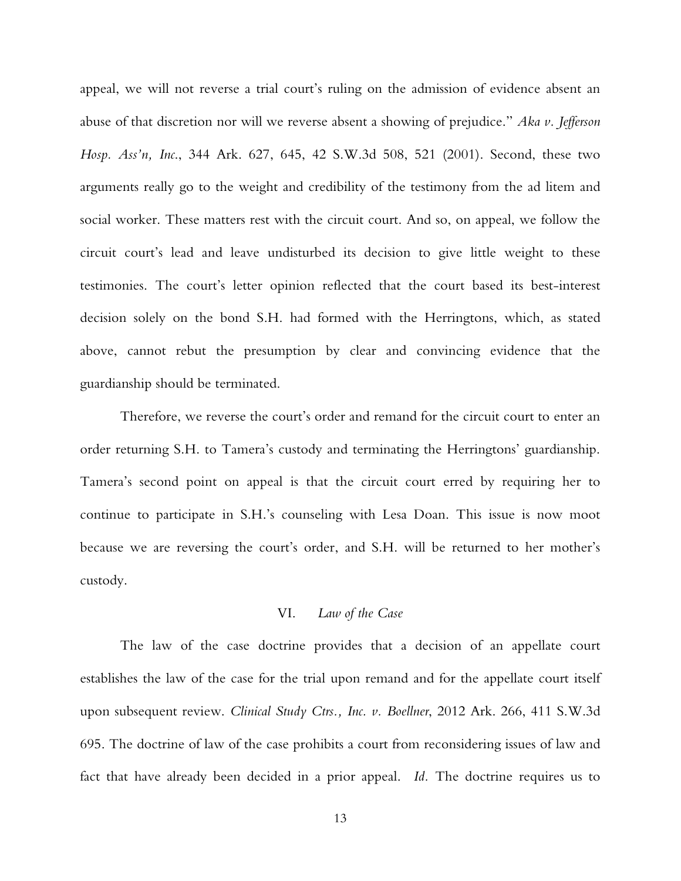appeal, we will not reverse a trial court's ruling on the admission of evidence absent an abuse of that discretion nor will we reverse absent a showing of prejudice." *Aka v. Jefferson Hosp. Ass'n, Inc.*, 344 Ark. 627, 645, 42 S.W.3d 508, 521 (2001). Second, these two arguments really go to the weight and credibility of the testimony from the ad litem and social worker. These matters rest with the circuit court. And so, on appeal, we follow the circuit court's lead and leave undisturbed its decision to give little weight to these testimonies. The court's letter opinion reflected that the court based its best-interest decision solely on the bond S.H. had formed with the Herringtons, which, as stated above, cannot rebut the presumption by clear and convincing evidence that the guardianship should be terminated.

Therefore, we reverse the court's order and remand for the circuit court to enter an order returning S.H. to Tamera's custody and terminating the Herringtons' guardianship. Tamera's second point on appeal is that the circuit court erred by requiring her to continue to participate in S.H.'s counseling with Lesa Doan. This issue is now moot because we are reversing the court's order, and S.H. will be returned to her mother's custody.

## VI. *Law of the Case*

The law of the case doctrine provides that a decision of an appellate court establishes the law of the case for the trial upon remand and for the appellate court itself upon subsequent review. *Clinical Study Ctrs., Inc. v. Boellner*, 2012 Ark. 266, 411 S.W.3d 695. The doctrine of law of the case prohibits a court from reconsidering issues of law and fact that have already been decided in a prior appeal. *Id.* The doctrine requires us to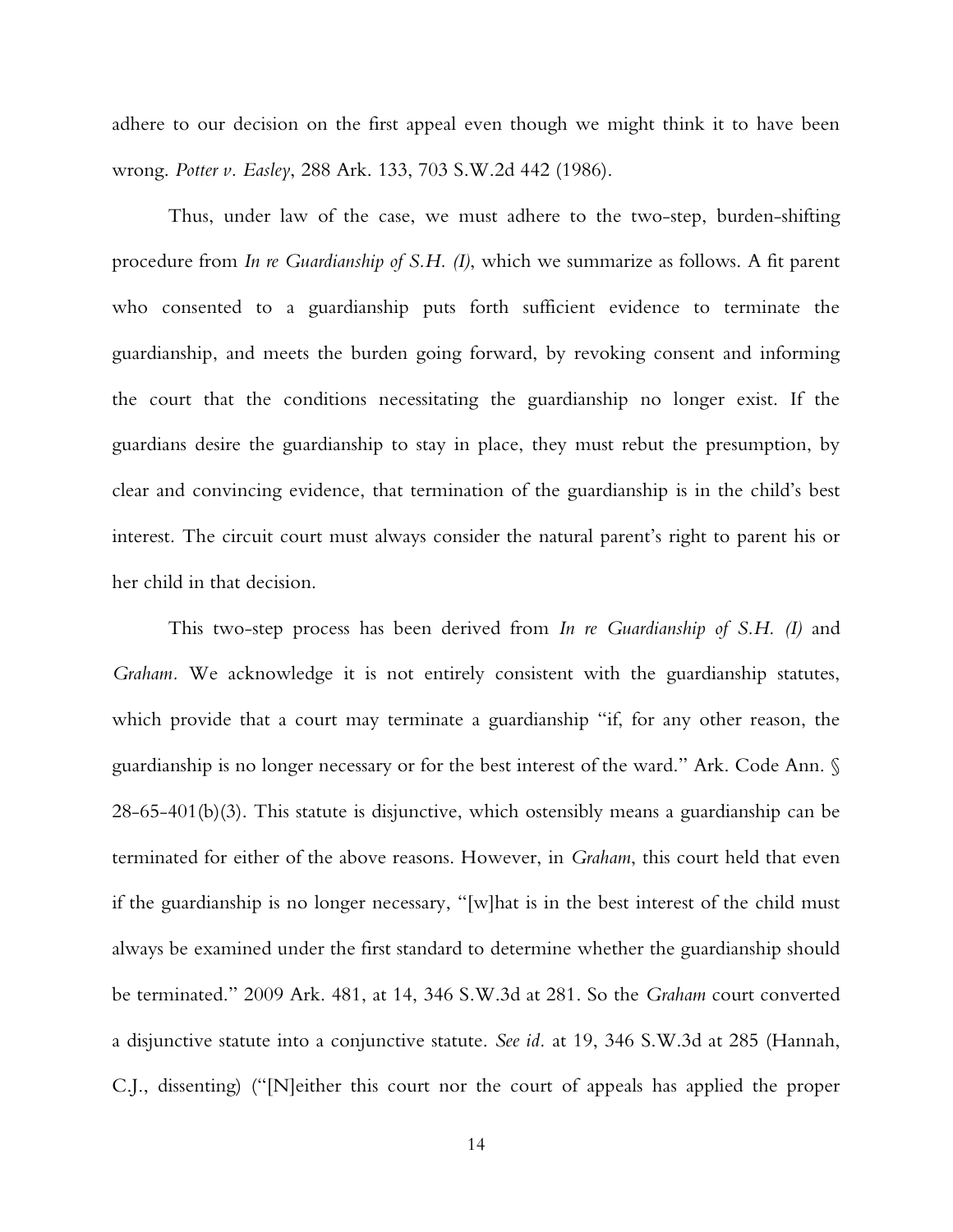adhere to our decision on the first appeal even though we might think it to have been wrong. *Potter v. Easley*, 288 Ark. 133, 703 S.W.2d 442 (1986).

Thus, under law of the case, we must adhere to the two-step, burden-shifting procedure from *In re Guardianship of S.H. (I)*, which we summarize as follows. A fit parent who consented to a guardianship puts forth sufficient evidence to terminate the guardianship, and meets the burden going forward, by revoking consent and informing the court that the conditions necessitating the guardianship no longer exist. If the guardians desire the guardianship to stay in place, they must rebut the presumption, by clear and convincing evidence, that termination of the guardianship is in the child's best interest. The circuit court must always consider the natural parent's right to parent his or her child in that decision.

This two-step process has been derived from *In re Guardianship of S.H. (I)* and *Graham*. We acknowledge it is not entirely consistent with the guardianship statutes, which provide that a court may terminate a guardianship "if, for any other reason, the guardianship is no longer necessary or for the best interest of the ward." Ark. Code Ann. § 28-65-401(b)(3). This statute is disjunctive, which ostensibly means a guardianship can be terminated for either of the above reasons. However, in *Graham*, this court held that even if the guardianship is no longer necessary, "[w]hat is in the best interest of the child must always be examined under the first standard to determine whether the guardianship should be terminated." 2009 Ark. 481, at 14, 346 S.W.3d at 281. So the *Graham* court converted a disjunctive statute into a conjunctive statute. *See id.* at 19, 346 S.W.3d at 285 (Hannah, C.J., dissenting) ("[N]either this court nor the court of appeals has applied the proper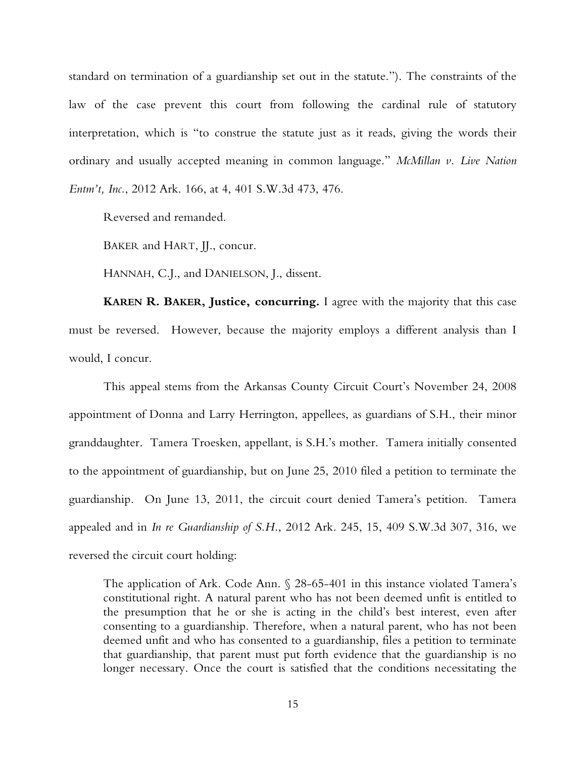standard on termination of a guardianship set out in the statute."). The constraints of the law of the case prevent this court from following the cardinal rule of statutory interpretation, which is "to construe the statute just as it reads, giving the words their ordinary and usually accepted meaning in common language." *McMillan v. Live Nation Entm't, Inc.*, 2012 Ark. 166, at 4, 401 S.W.3d 473, 476.

Reversed and remanded.

BAKER and HART, JJ., concur.

HANNAH, C.J., and DANIELSON, J., dissent.

**KAREN R. BAKER, Justice, concurring.** I agree with the majority that this case must be reversed. However, because the majority employs a different analysis than I would, I concur.

This appeal stems from the Arkansas County Circuit Court's November 24, 2008 appointment of Donna and Larry Herrington, appellees, as guardians of S.H., their minor granddaughter. Tamera Troesken, appellant, is S.H.'s mother. Tamera initially consented to the appointment of guardianship, but on June 25, 2010 filed a petition to terminate the guardianship. On June 13, 2011, the circuit court denied Tamera's petition. Tamera appealed and in *In re Guardianship of S.H.*, 2012 Ark. 245, 15, 409 S.W.3d 307, 316, we reversed the circuit court holding:

> The application of Ark. Code Ann. § 28-65-401 in this instance violated Tamera's constitutional right. A natural parent who has not been deemed unfit is entitled to the presumption that he or she is acting in the child's best interest, even after consenting to a guardianship. Therefore, when a natural parent, who has not been deemed unfit and who has consented to a guardianship, files a petition to terminate that guardianship, that parent must put forth evidence that the guardianship is no longer necessary. Once the court is satisfied that the conditions necessitating the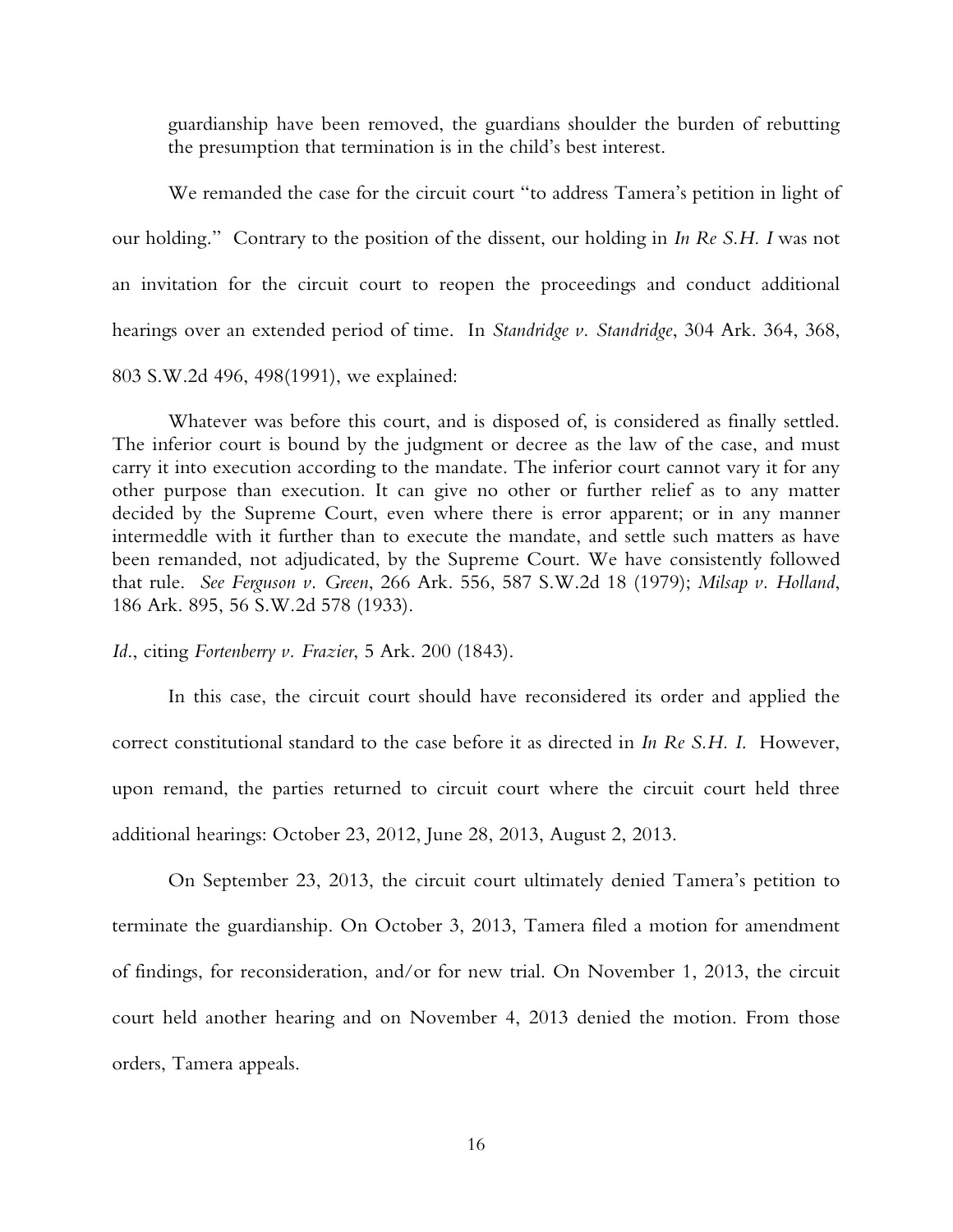guardianship have been removed, the guardians shoulder the burden of rebutting the presumption that termination is in the child's best interest.

We remanded the case for the circuit court "to address Tamera's petition in light of our holding." Contrary to the position of the dissent, our holding in *In Re S.H. I* was not an invitation for the circuit court to reopen the proceedings and conduct additional hearings over an extended period of time. In *Standridge v. Standridge*, 304 Ark. 364, 368, 803 S.W.2d 496, 498(1991), we explained:

> Whatever was before this court, and is disposed of, is considered as finally settled. The inferior court is bound by the judgment or decree as the law of the case, and must carry it into execution according to the mandate. The inferior court cannot vary it for any other purpose than execution. It can give no other or further relief as to any matter decided by the Supreme Court, even where there is error apparent; or in any manner intermeddle with it further than to execute the mandate, and settle such matters as have been remanded, not adjudicated, by the Supreme Court. We have consistently followed that rule. *See Ferguson v. Green*, 266 Ark. 556, 587 S.W.2d 18 (1979); *Milsap v. Holland*, 186 Ark. 895, 56 S.W.2d 578 (1933).

*Id.*, citing *Fortenberry v. Frazier*, 5 Ark. 200 (1843).

In this case, the circuit court should have reconsidered its order and applied the correct constitutional standard to the case before it as directed in *In Re S.H. I.* However, upon remand, the parties returned to circuit court where the circuit court held three additional hearings: October 23, 2012, June 28, 2013, August 2, 2013.

On September 23, 2013, the circuit court ultimately denied Tamera's petition to terminate the guardianship. On October 3, 2013, Tamera filed a motion for amendment of findings, for reconsideration, and/or for new trial. On November 1, 2013, the circuit court held another hearing and on November 4, 2013 denied the motion. From those orders, Tamera appeals.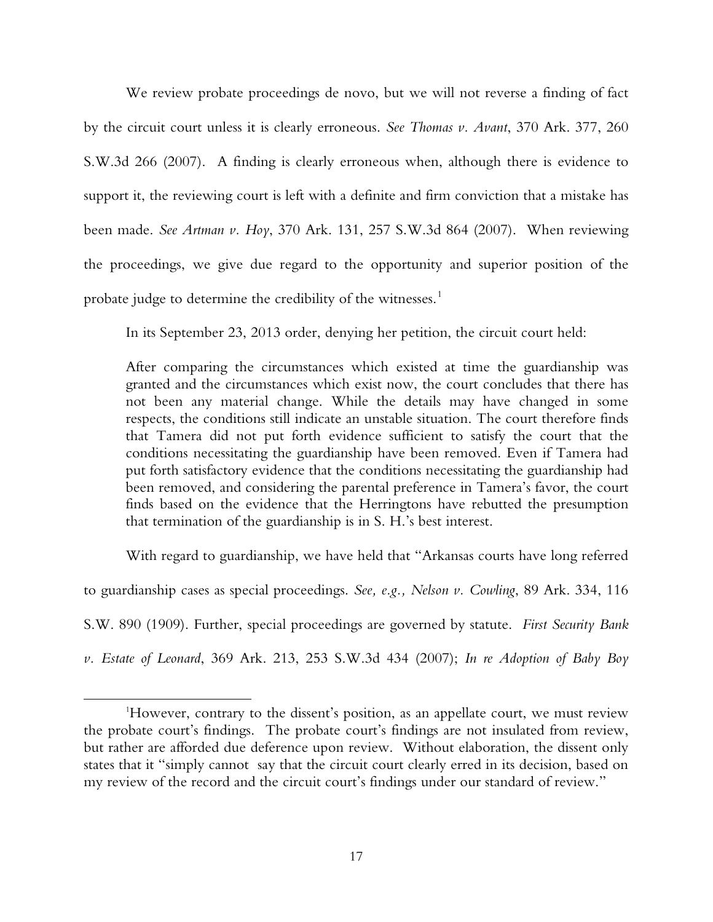We review probate proceedings de novo, but we will not reverse a finding of fact by the circuit court unless it is clearly erroneous. *See Thomas v. Avant*, 370 Ark. 377, 260 S.W.3d 266 (2007). A finding is clearly erroneous when, although there is evidence to support it, the reviewing court is left with a definite and firm conviction that a mistake has been made. *See Artman v. Hoy*, 370 Ark. 131, 257 S.W.3d 864 (2007). When reviewing the proceedings, we give due regard to the opportunity and superior position of the probate judge to determine the credibility of the witnesses.[1]

In its September 23, 2013 order, denying her petition, the circuit court held:

> After comparing the circumstances which existed at time the guardianship was granted and the circumstances which exist now, the court concludes that there has not been any material change. While the details may have changed in some respects, the conditions still indicate an unstable situation. The court therefore finds that Tamera did not put forth evidence sufficient to satisfy the court that the conditions necessitating the guardianship have been removed. Even if Tamera had put forth satisfactory evidence that the conditions necessitating the guardianship had been removed, and considering the parental preference in Tamera's favor, the court finds based on the evidence that the Herringtons have rebutted the presumption that termination of the guardianship is in S. H.'s best interest.

With regard to guardianship, we have held that "Arkansas courts have long referred to guardianship cases as special proceedings. *See, e.g., Nelson v. Cowling*, 89 Ark. 334, 116 S.W. 890 (1909). Further, special proceedings are governed by statute. *First Security Bank v. Estate of Leonard*, 369 Ark. 213, 253 S.W.3d 434 (2007); *In re Adoption of Baby Boy*

---

[1]However, contrary to the dissent's position, as an appellate court, we must review the probate court's findings. The probate court's findings are not insulated from review, but rather are afforded due deference upon review. Without elaboration, the dissent only states that it "simply cannot say that the circuit court clearly erred in its decision, based on my review of the record and the circuit court's findings under our standard of review."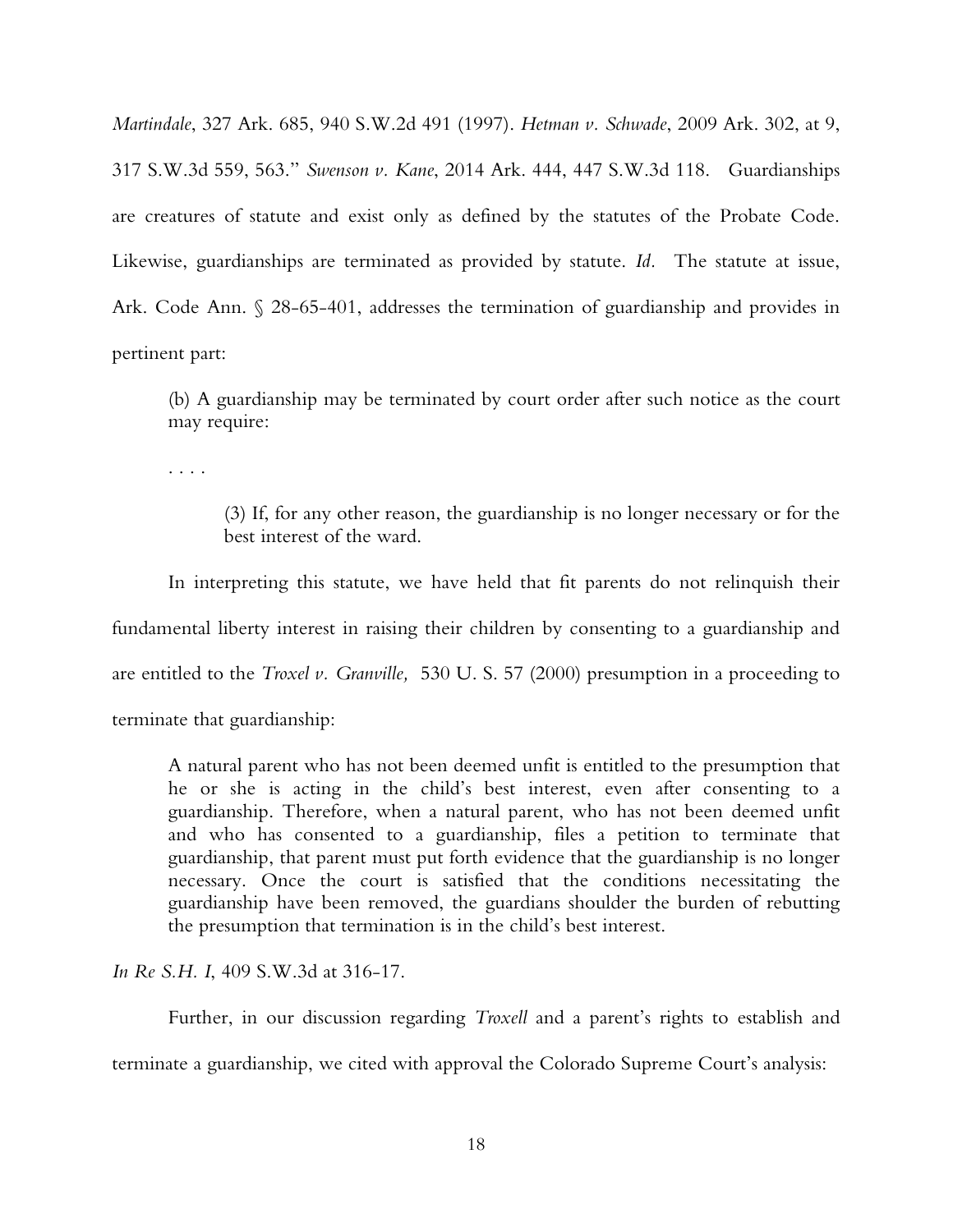*Martindale*, 327 Ark. 685, 940 S.W.2d 491 (1997). *Hetman v. Schwade*, 2009 Ark. 302, at 9, 317 S.W.3d 559, 563." *Swenson v. Kane*, 2014 Ark. 444, 447 S.W.3d 118. Guardianships are creatures of statute and exist only as defined by the statutes of the Probate Code. Likewise, guardianships are terminated as provided by statute. *Id.* The statute at issue, Ark. Code Ann. § 28-65-401, addresses the termination of guardianship and provides in pertinent part:

> (b) A guardianship may be terminated by court order after such notice as the court may require:
>
> . . . .
>
> > (3) If, for any other reason, the guardianship is no longer necessary or for the best interest of the ward.

In interpreting this statute, we have held that fit parents do not relinquish their fundamental liberty interest in raising their children by consenting to a guardianship and are entitled to the *Troxel v. Granville,* 530 U. S. 57 (2000) presumption in a proceeding to terminate that guardianship:

> A natural parent who has not been deemed unfit is entitled to the presumption that he or she is acting in the child's best interest, even after consenting to a guardianship. Therefore, when a natural parent, who has not been deemed unfit and who has consented to a guardianship, files a petition to terminate that guardianship, that parent must put forth evidence that the guardianship is no longer necessary. Once the court is satisfied that the conditions necessitating the guardianship have been removed, the guardians shoulder the burden of rebutting the presumption that termination is in the child's best interest.

*In Re S.H. I*, 409 S.W.3d at 316-17.

Further, in our discussion regarding *Troxell* and a parent's rights to establish and terminate a guardianship, we cited with approval the Colorado Supreme Court's analysis: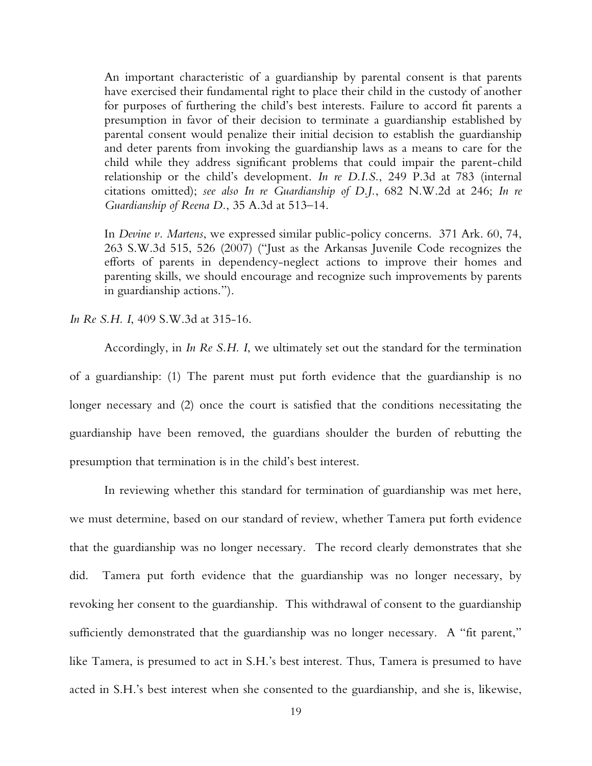> An important characteristic of a guardianship by parental consent is that parents have exercised their fundamental right to place their child in the custody of another for purposes of furthering the child's best interests. Failure to accord fit parents a presumption in favor of their decision to terminate a guardianship established by parental consent would penalize their initial decision to establish the guardianship and deter parents from invoking the guardianship laws as a means to care for the child while they address significant problems that could impair the parent-child relationship or the child's development. *In re D.I.S.*, 249 P.3d at 783 (internal citations omitted); *see also In re Guardianship of D.J.*, 682 N.W.2d at 246; *In re Guardianship of Reena D.*, 35 A.3d at 513–14.
>
> In *Devine v. Martens*, we expressed similar public-policy concerns. 371 Ark. 60, 74, 263 S.W.3d 515, 526 (2007) ("Just as the Arkansas Juvenile Code recognizes the efforts of parents in dependency-neglect actions to improve their homes and parenting skills, we should encourage and recognize such improvements by parents in guardianship actions.").

*In Re S.H. I*, 409 S.W.3d at 315-16.

Accordingly, in *In Re S.H. I*, we ultimately set out the standard for the termination of a guardianship: (1) The parent must put forth evidence that the guardianship is no longer necessary and (2) once the court is satisfied that the conditions necessitating the guardianship have been removed, the guardians shoulder the burden of rebutting the presumption that termination is in the child's best interest.

In reviewing whether this standard for termination of guardianship was met here, we must determine, based on our standard of review, whether Tamera put forth evidence that the guardianship was no longer necessary. The record clearly demonstrates that she did. Tamera put forth evidence that the guardianship was no longer necessary, by revoking her consent to the guardianship. This withdrawal of consent to the guardianship sufficiently demonstrated that the guardianship was no longer necessary. A "fit parent," like Tamera, is presumed to act in S.H.'s best interest. Thus, Tamera is presumed to have acted in S.H.'s best interest when she consented to the guardianship, and she is, likewise,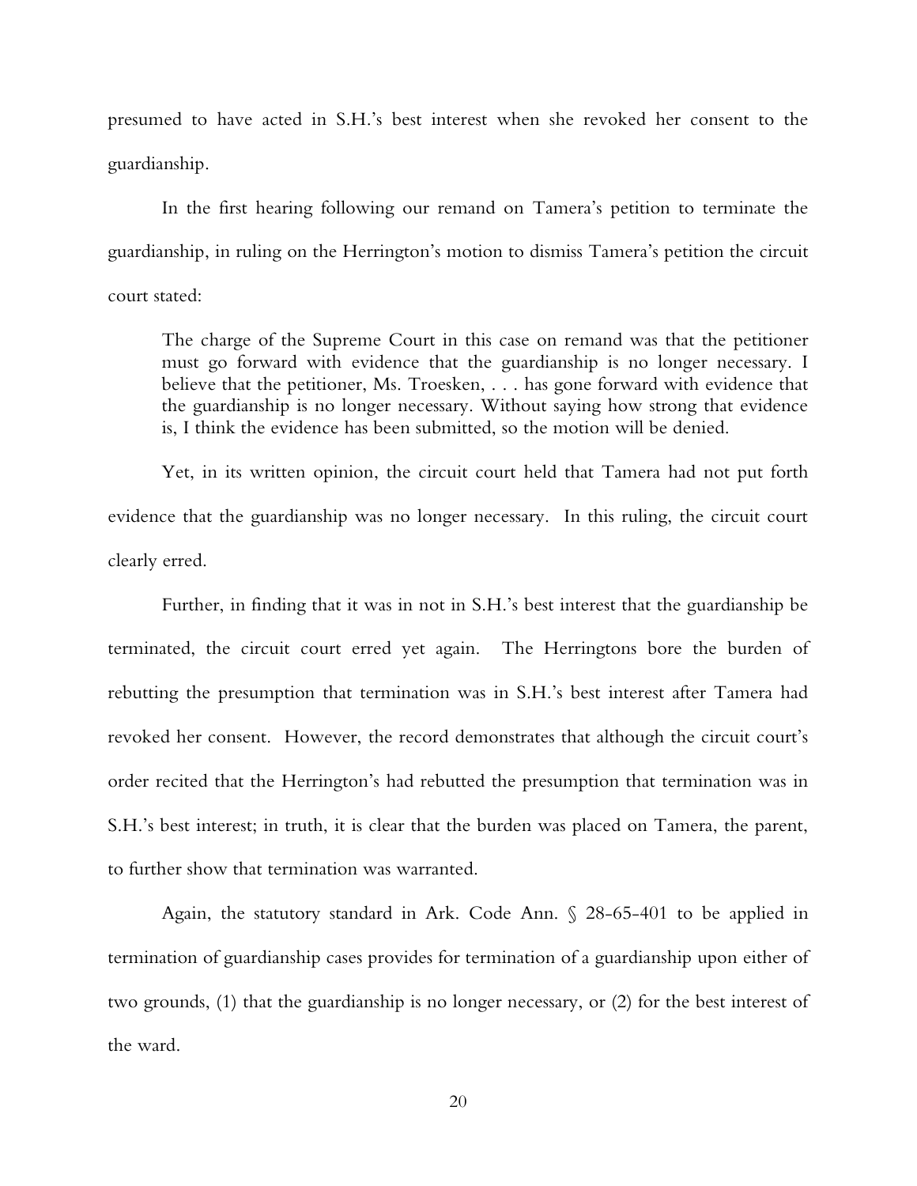presumed to have acted in S.H.'s best interest when she revoked her consent to the guardianship.

In the first hearing following our remand on Tamera's petition to terminate the guardianship, in ruling on the Herrington's motion to dismiss Tamera's petition the circuit court stated:

> The charge of the Supreme Court in this case on remand was that the petitioner must go forward with evidence that the guardianship is no longer necessary. I believe that the petitioner, Ms. Troesken, . . . has gone forward with evidence that the guardianship is no longer necessary. Without saying how strong that evidence is, I think the evidence has been submitted, so the motion will be denied.

Yet, in its written opinion, the circuit court held that Tamera had not put forth evidence that the guardianship was no longer necessary. In this ruling, the circuit court clearly erred.

Further, in finding that it was in not in S.H.'s best interest that the guardianship be terminated, the circuit court erred yet again. The Herringtons bore the burden of rebutting the presumption that termination was in S.H.'s best interest after Tamera had revoked her consent. However, the record demonstrates that although the circuit court's order recited that the Herrington's had rebutted the presumption that termination was in S.H.'s best interest; in truth, it is clear that the burden was placed on Tamera, the parent, to further show that termination was warranted.

Again, the statutory standard in Ark. Code Ann. § 28-65-401 to be applied in termination of guardianship cases provides for termination of a guardianship upon either of two grounds, (1) that the guardianship is no longer necessary, or (2) for the best interest of the ward.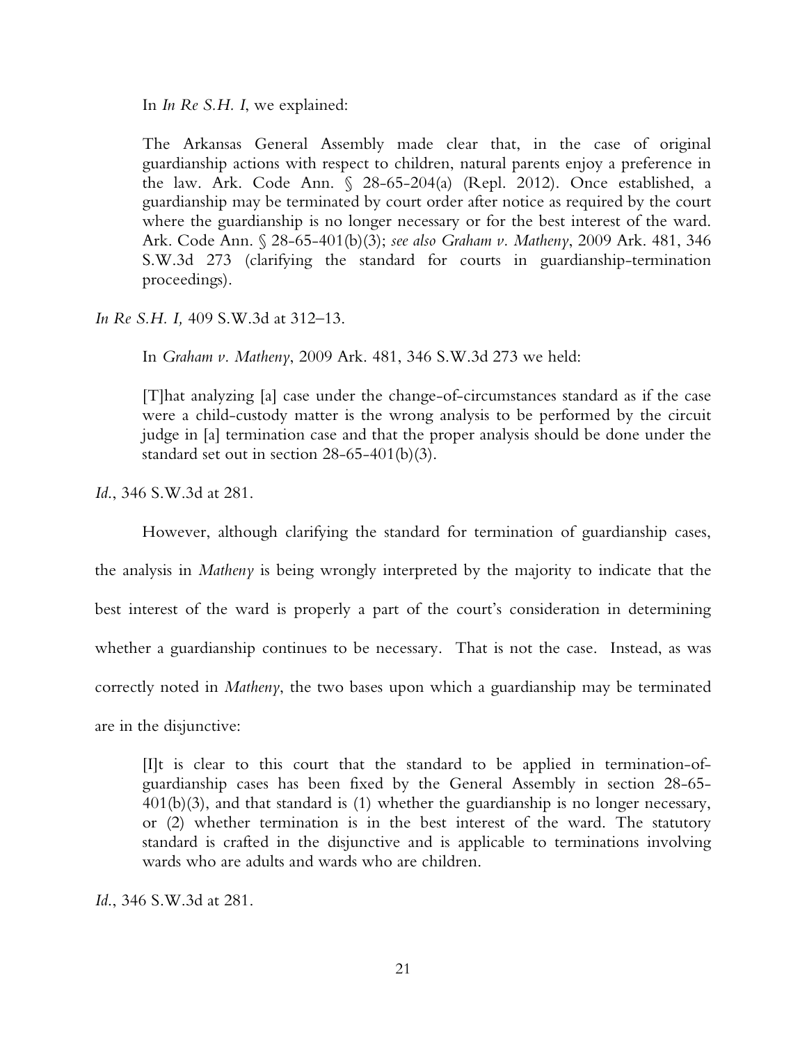In *In Re S.H. I*, we explained:

> The Arkansas General Assembly made clear that, in the case of original guardianship actions with respect to children, natural parents enjoy a preference in the law. Ark. Code Ann. § 28-65-204(a) (Repl. 2012). Once established, a guardianship may be terminated by court order after notice as required by the court where the guardianship is no longer necessary or for the best interest of the ward. Ark. Code Ann. § 28-65-401(b)(3); *see also Graham v. Matheny*, 2009 Ark. 481, 346 S.W.3d 273 (clarifying the standard for courts in guardianship-termination proceedings).

*In Re S.H. I,* 409 S.W.3d at 312–13.

In *Graham v. Matheny*, 2009 Ark. 481, 346 S.W.3d 273 we held:

> [T]hat analyzing [a] case under the change-of-circumstances standard as if the case were a child-custody matter is the wrong analysis to be performed by the circuit judge in [a] termination case and that the proper analysis should be done under the standard set out in section 28-65-401(b)(3).

*Id.*, 346 S.W.3d at 281.

However, although clarifying the standard for termination of guardianship cases, the analysis in *Matheny* is being wrongly interpreted by the majority to indicate that the best interest of the ward is properly a part of the court's consideration in determining whether a guardianship continues to be necessary. That is not the case. Instead, as was correctly noted in *Matheny*, the two bases upon which a guardianship may be terminated are in the disjunctive:

> [I]t is clear to this court that the standard to be applied in termination-of-guardianship cases has been fixed by the General Assembly in section 28-65-401(b)(3), and that standard is (1) whether the guardianship is no longer necessary, or (2) whether termination is in the best interest of the ward. The statutory standard is crafted in the disjunctive and is applicable to terminations involving wards who are adults and wards who are children.

*Id.*, 346 S.W.3d at 281.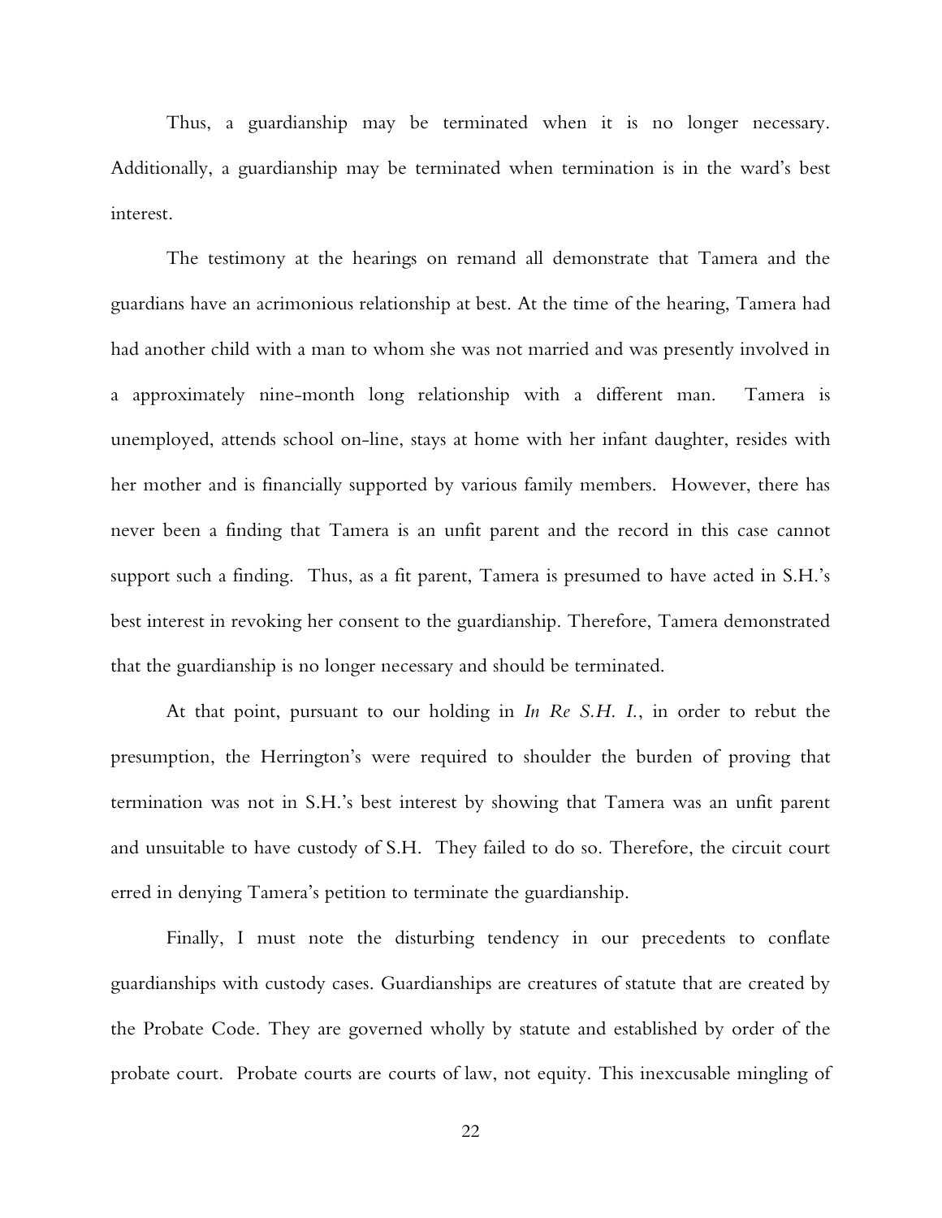Thus, a guardianship may be terminated when it is no longer necessary. Additionally, a guardianship may be terminated when termination is in the ward's best interest.

The testimony at the hearings on remand all demonstrate that Tamera and the guardians have an acrimonious relationship at best. At the time of the hearing, Tamera had had another child with a man to whom she was not married and was presently involved in a approximately nine-month long relationship with a different man. Tamera is unemployed, attends school on-line, stays at home with her infant daughter, resides with her mother and is financially supported by various family members. However, there has never been a finding that Tamera is an unfit parent and the record in this case cannot support such a finding. Thus, as a fit parent, Tamera is presumed to have acted in S.H.'s best interest in revoking her consent to the guardianship. Therefore, Tamera demonstrated that the guardianship is no longer necessary and should be terminated.

At that point, pursuant to our holding in *In Re S.H. I.*, in order to rebut the presumption, the Herrington's were required to shoulder the burden of proving that termination was not in S.H.'s best interest by showing that Tamera was an unfit parent and unsuitable to have custody of S.H. They failed to do so. Therefore, the circuit court erred in denying Tamera's petition to terminate the guardianship.

Finally, I must note the disturbing tendency in our precedents to conflate guardianships with custody cases. Guardianships are creatures of statute that are created by the Probate Code. They are governed wholly by statute and established by order of the probate court. Probate courts are courts of law, not equity. This inexcusable mingling of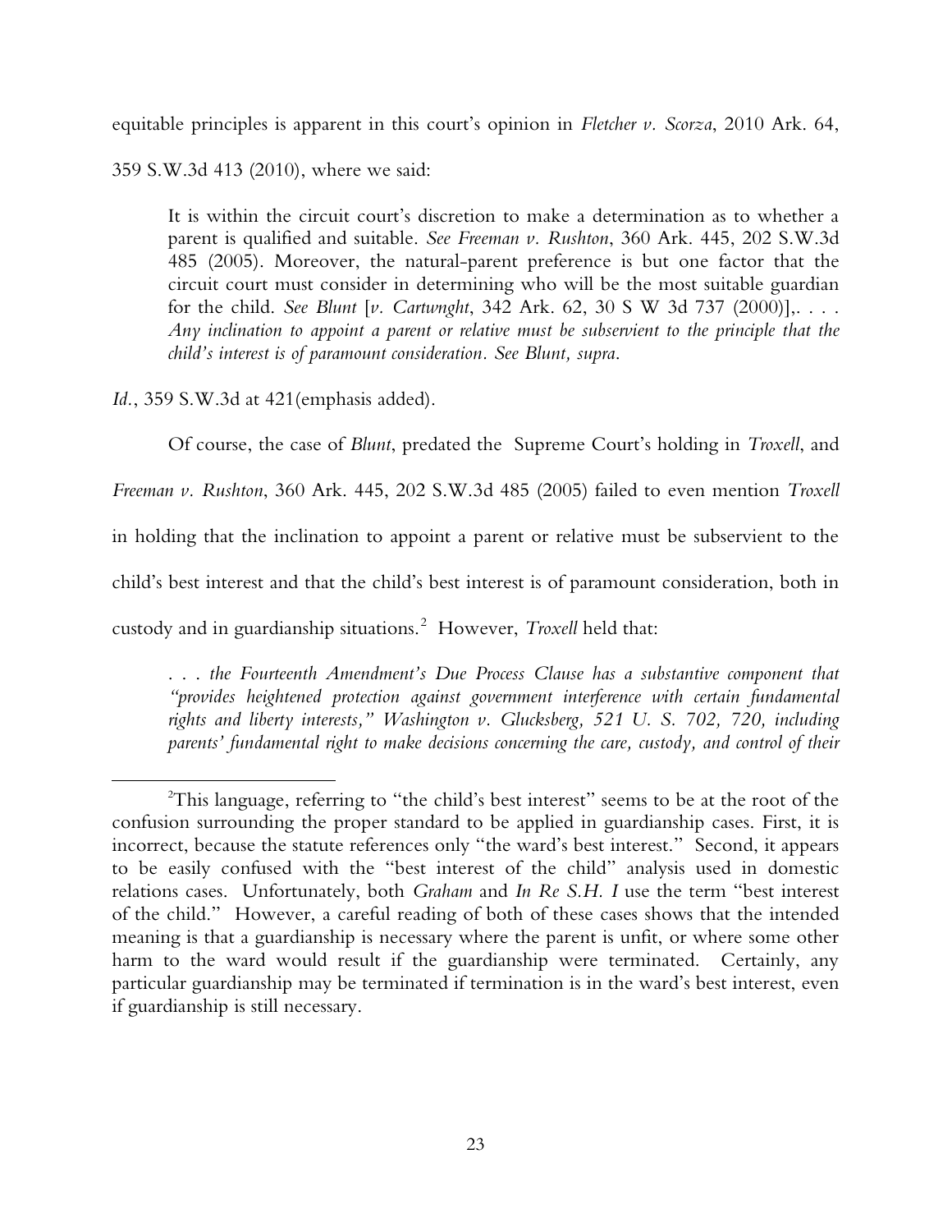equitable principles is apparent in this court's opinion in *Fletcher v. Scorza*, 2010 Ark. 64, 359 S.W.3d 413 (2010), where we said:

> It is within the circuit court's discretion to make a determination as to whether a parent is qualified and suitable. *See Freeman v. Rushton*, 360 Ark. 445, 202 S.W.3d 485 (2005). Moreover, the natural-parent preference is but one factor that the circuit court must consider in determining who will be the most suitable guardian for the child. *See Blunt* [*v. Cartwnght*, 342 Ark. 62, 30 S W 3d 737 (2000)],. . . . *Any inclination to appoint a parent or relative must be subservient to the principle that the child's interest is of paramount consideration. See Blunt, supra.*

*Id.*, 359 S.W.3d at 421(emphasis added).

Of course, the case of *Blunt*, predated the Supreme Court's holding in *Troxell*, and *Freeman v. Rushton*, 360 Ark. 445, 202 S.W.3d 485 (2005) failed to even mention *Troxell* in holding that the inclination to appoint a parent or relative must be subservient to the child's best interest and that the child's best interest is of paramount consideration, both in custody and in guardianship situations.[2] However, *Troxell* held that:

> *. . . the Fourteenth Amendment's Due Process Clause has a substantive component that "provides heightened protection against government interference with certain fundamental rights and liberty interests," Washington v. Glucksberg, 521 U. S. 702, 720, including parents' fundamental right to make decisions concerning the care, custody, and control of their*

---

[2] This language, referring to "the child's best interest" seems to be at the root of the confusion surrounding the proper standard to be applied in guardianship cases. First, it is incorrect, because the statute references only "the ward's best interest." Second, it appears to be easily confused with the "best interest of the child" analysis used in domestic relations cases. Unfortunately, both *Graham* and *In Re S.H. I* use the term "best interest of the child." However, a careful reading of both of these cases shows that the intended meaning is that a guardianship is necessary where the parent is unfit, or where some other harm to the ward would result if the guardianship were terminated. Certainly, any particular guardianship may be terminated if termination is in the ward's best interest, even if guardianship is still necessary.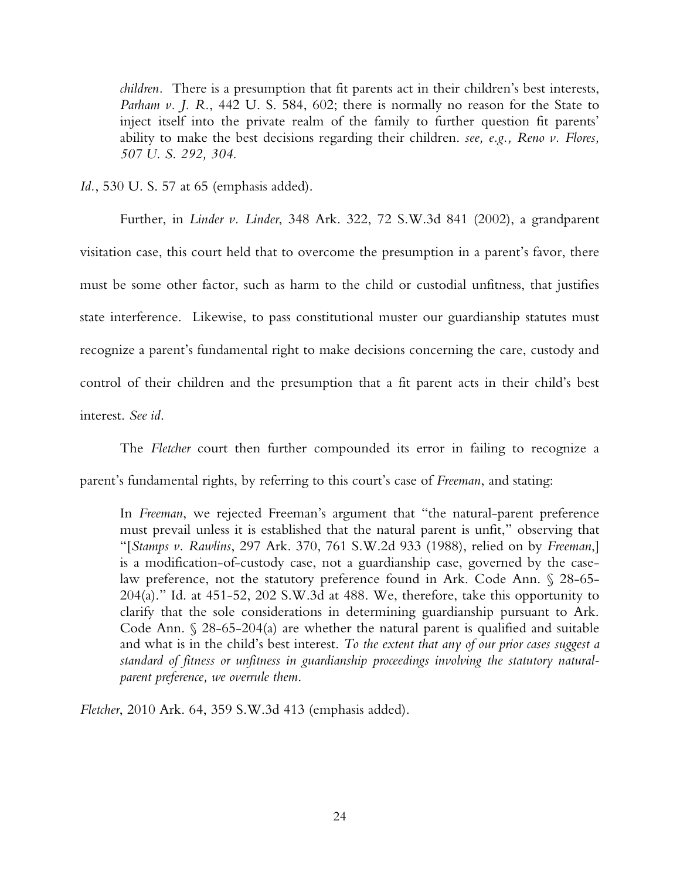> *children*. There is a presumption that fit parents act in their children's best interests, *Parham v. J. R.*, 442 U. S. 584, 602; there is normally no reason for the State to inject itself into the private realm of the family to further question fit parents' ability to make the best decisions regarding their children. *see, e.g., Reno v. Flores, 507 U. S. 292, 304.*

*Id.*, 530 U. S. 57 at 65 (emphasis added).

Further, in *Linder v. Linder*, 348 Ark. 322, 72 S.W.3d 841 (2002), a grandparent visitation case, this court held that to overcome the presumption in a parent's favor, there must be some other factor, such as harm to the child or custodial unfitness, that justifies state interference. Likewise, to pass constitutional muster our guardianship statutes must recognize a parent's fundamental right to make decisions concerning the care, custody and control of their children and the presumption that a fit parent acts in their child's best interest. *See id*.

The *Fletcher* court then further compounded its error in failing to recognize a parent's fundamental rights, by referring to this court's case of *Freeman*, and stating:

> In *Freeman*, we rejected Freeman's argument that "the natural-parent preference must prevail unless it is established that the natural parent is unfit," observing that "[*Stamps v. Rawlins*, 297 Ark. 370, 761 S.W.2d 933 (1988), relied on by *Freeman*,] is a modification-of-custody case, not a guardianship case, governed by the case-law preference, not the statutory preference found in Ark. Code Ann. § 28-65-204(a)." Id. at 451-52, 202 S.W.3d at 488. We, therefore, take this opportunity to clarify that the sole considerations in determining guardianship pursuant to Ark. Code Ann. § 28-65-204(a) are whether the natural parent is qualified and suitable and what is in the child's best interest. *To the extent that any of our prior cases suggest a standard of fitness or unfitness in guardianship proceedings involving the statutory natural-parent preference, we overrule them.*

*Fletcher*, 2010 Ark. 64, 359 S.W.3d 413 (emphasis added).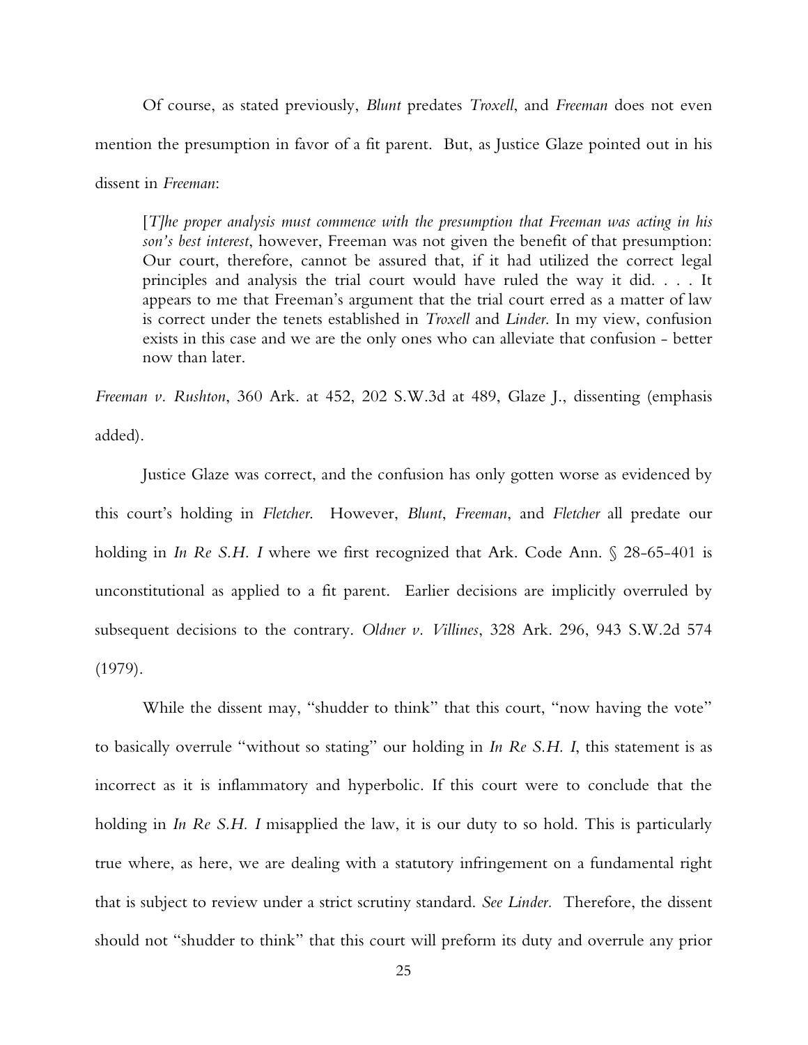Of course, as stated previously, *Blunt* predates *Troxell*, and *Freeman* does not even mention the presumption in favor of a fit parent. But, as Justice Glaze pointed out in his dissent in *Freeman*:

> [*T*]*he proper analysis must commence with the presumption that Freeman was acting in his son's best interest*, however, Freeman was not given the benefit of that presumption: Our court, therefore, cannot be assured that, if it had utilized the correct legal principles and analysis the trial court would have ruled the way it did. . . . It appears to me that Freeman's argument that the trial court erred as a matter of law is correct under the tenets established in *Troxell* and *Linder*. In my view, confusion exists in this case and we are the only ones who can alleviate that confusion - better now than later.

*Freeman v. Rushton*, 360 Ark. at 452, 202 S.W.3d at 489, Glaze J., dissenting (emphasis added).

Justice Glaze was correct, and the confusion has only gotten worse as evidenced by this court's holding in *Fletcher*. However, *Blunt*, *Freeman*, and *Fletcher* all predate our holding in *In Re S.H. I* where we first recognized that Ark. Code Ann. § 28-65-401 is unconstitutional as applied to a fit parent. Earlier decisions are implicitly overruled by subsequent decisions to the contrary. *Oldner v. Villines*, 328 Ark. 296, 943 S.W.2d 574 (1979).

While the dissent may, "shudder to think" that this court, "now having the vote" to basically overrule "without so stating" our holding in *In Re S.H. I*, this statement is as incorrect as it is inflammatory and hyperbolic. If this court were to conclude that the holding in *In Re S.H. I* misapplied the law, it is our duty to so hold. This is particularly true where, as here, we are dealing with a statutory infringement on a fundamental right that is subject to review under a strict scrutiny standard. *See Linder*. Therefore, the dissent should not "shudder to think" that this court will preform its duty and overrule any prior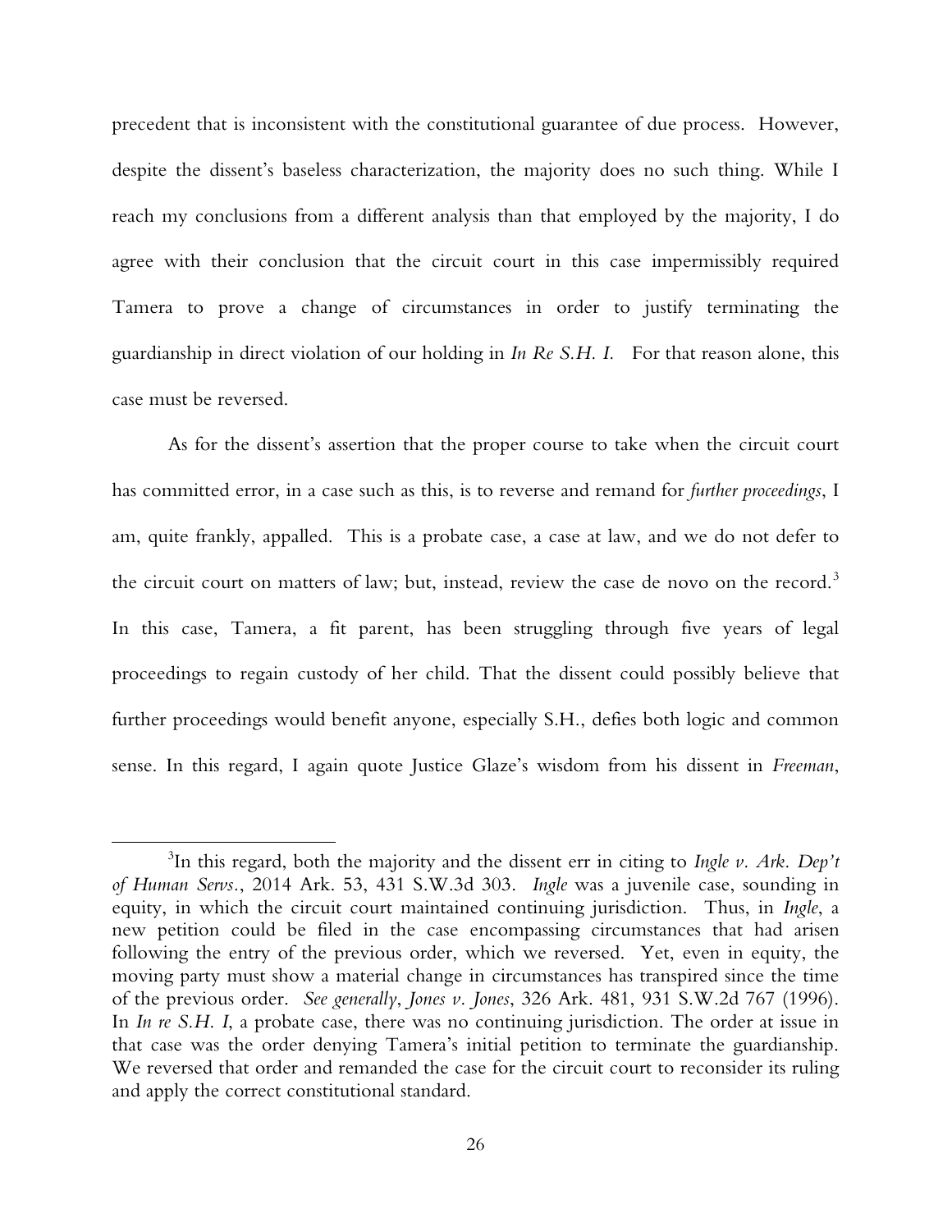precedent that is inconsistent with the constitutional guarantee of due process. However, despite the dissent's baseless characterization, the majority does no such thing. While I reach my conclusions from a different analysis than that employed by the majority, I do agree with their conclusion that the circuit court in this case impermissibly required Tamera to prove a change of circumstances in order to justify terminating the guardianship in direct violation of our holding in *In Re S.H. I*. For that reason alone, this case must be reversed.

As for the dissent's assertion that the proper course to take when the circuit court has committed error, in a case such as this, is to reverse and remand for *further proceedings*, I am, quite frankly, appalled. This is a probate case, a case at law, and we do not defer to the circuit court on matters of law; but, instead, review the case de novo on the record.[3] In this case, Tamera, a fit parent, has been struggling through five years of legal proceedings to regain custody of her child. That the dissent could possibly believe that further proceedings would benefit anyone, especially S.H., defies both logic and common sense. In this regard, I again quote Justice Glaze's wisdom from his dissent in *Freeman*,

---

[3]In this regard, both the majority and the dissent err in citing to *Ingle v. Ark. Dep't of Human Servs.*, 2014 Ark. 53, 431 S.W.3d 303. *Ingle* was a juvenile case, sounding in equity, in which the circuit court maintained continuing jurisdiction. Thus, in *Ingle*, a new petition could be filed in the case encompassing circumstances that had arisen following the entry of the previous order, which we reversed. Yet, even in equity, the moving party must show a material change in circumstances has transpired since the time of the previous order. *See generally*, *Jones v. Jones*, 326 Ark. 481, 931 S.W.2d 767 (1996). In *In re S.H. I*, a probate case, there was no continuing jurisdiction. The order at issue in that case was the order denying Tamera's initial petition to terminate the guardianship. We reversed that order and remanded the case for the circuit court to reconsider its ruling and apply the correct constitutional standard.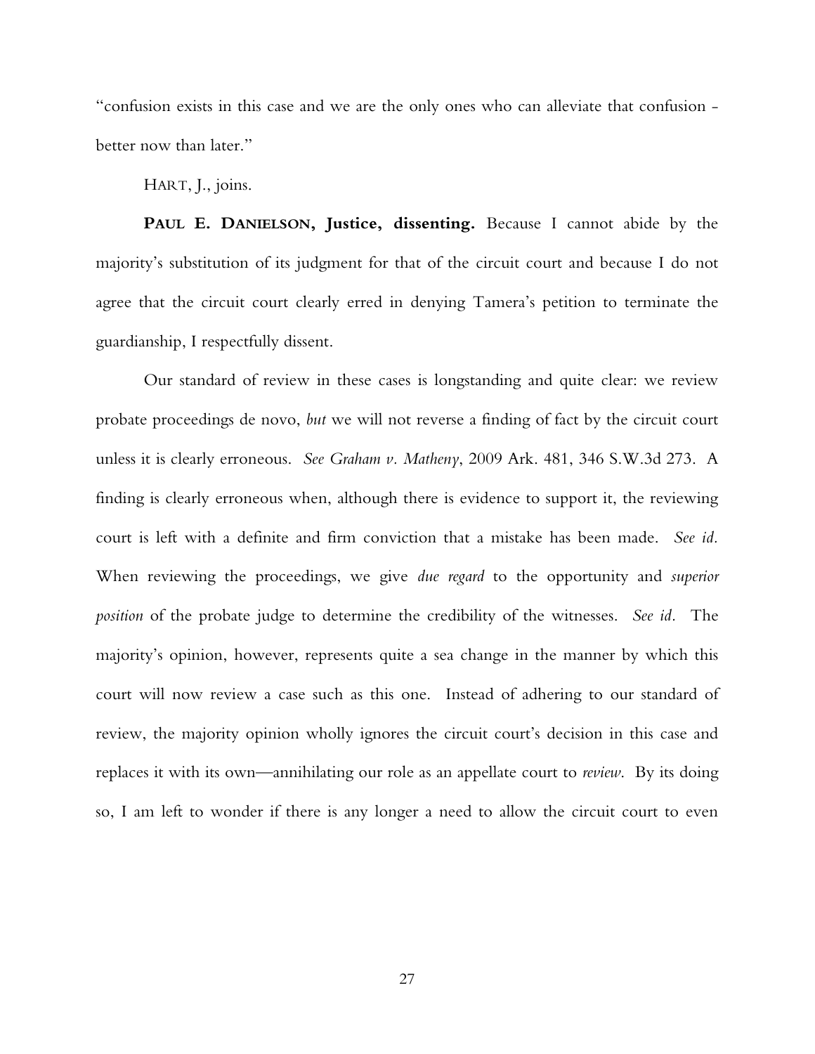"confusion exists in this case and we are the only ones who can alleviate that confusion - better now than later."

HART, J., joins.

**PAUL E. DANIELSON, Justice, dissenting.** Because I cannot abide by the majority's substitution of its judgment for that of the circuit court and because I do not agree that the circuit court clearly erred in denying Tamera's petition to terminate the guardianship, I respectfully dissent.

Our standard of review in these cases is longstanding and quite clear: we review probate proceedings de novo, *but* we will not reverse a finding of fact by the circuit court unless it is clearly erroneous. *See Graham v. Matheny*, 2009 Ark. 481, 346 S.W.3d 273. A finding is clearly erroneous when, although there is evidence to support it, the reviewing court is left with a definite and firm conviction that a mistake has been made. *See id.* When reviewing the proceedings, we give *due regard* to the opportunity and *superior position* of the probate judge to determine the credibility of the witnesses. *See id.* The majority's opinion, however, represents quite a sea change in the manner by which this court will now review a case such as this one. Instead of adhering to our standard of review, the majority opinion wholly ignores the circuit court's decision in this case and replaces it with its own—annihilating our role as an appellate court to *review*. By its doing so, I am left to wonder if there is any longer a need to allow the circuit court to even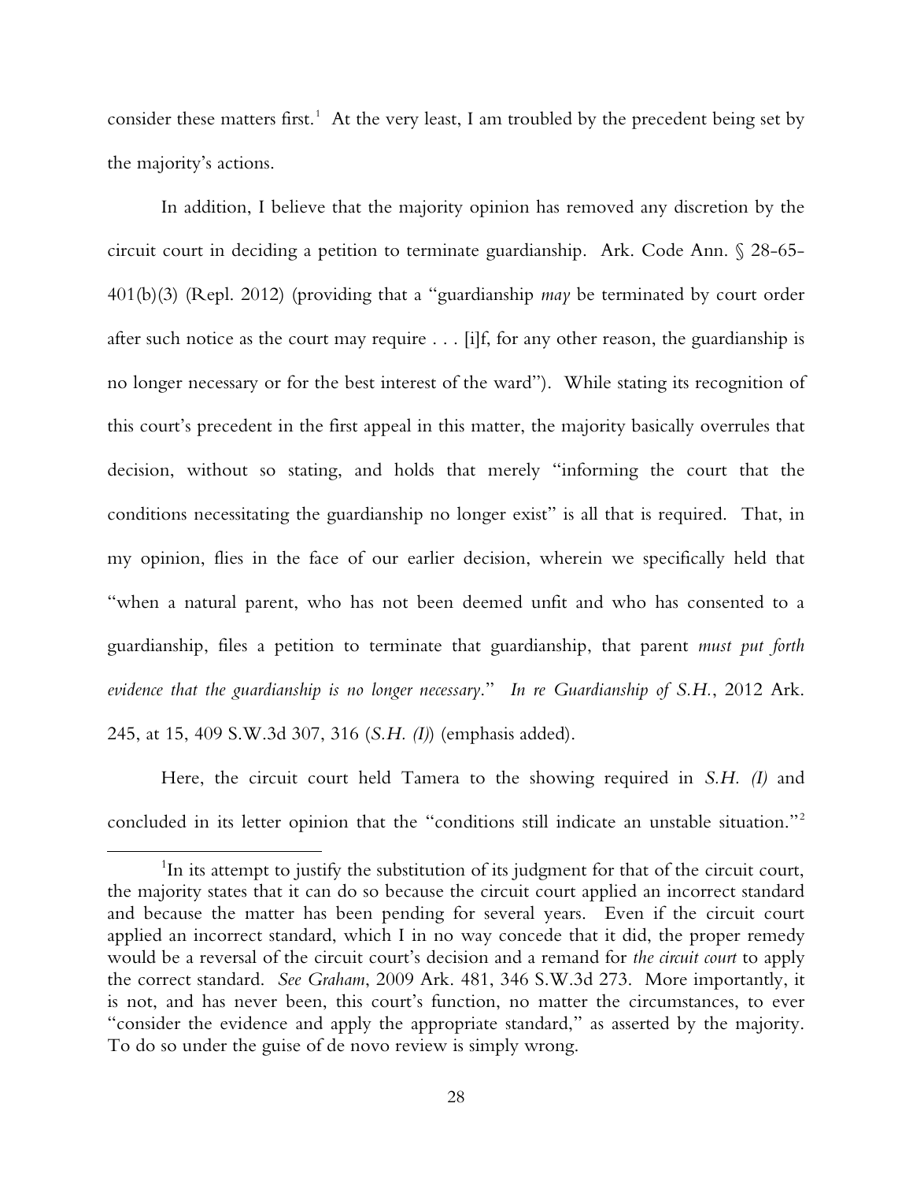consider these matters first.[1] At the very least, I am troubled by the precedent being set by the majority's actions.

In addition, I believe that the majority opinion has removed any discretion by the circuit court in deciding a petition to terminate guardianship. Ark. Code Ann. § 28-65-401(b)(3) (Repl. 2012) (providing that a "guardianship *may* be terminated by court order after such notice as the court may require . . . [i]f, for any other reason, the guardianship is no longer necessary or for the best interest of the ward"). While stating its recognition of this court's precedent in the first appeal in this matter, the majority basically overrules that decision, without so stating, and holds that merely "informing the court that the conditions necessitating the guardianship no longer exist" is all that is required. That, in my opinion, flies in the face of our earlier decision, wherein we specifically held that "when a natural parent, who has not been deemed unfit and who has consented to a guardianship, files a petition to terminate that guardianship, that parent *must put forth evidence that the guardianship is no longer necessary*." *In re Guardianship of S.H.*, 2012 Ark. 245, at 15, 409 S.W.3d 307, 316 (*S.H. (I)*) (emphasis added).

Here, the circuit court held Tamera to the showing required in *S.H. (I)* and concluded in its letter opinion that the "conditions still indicate an unstable situation."[2]

---

[1] In its attempt to justify the substitution of its judgment for that of the circuit court, the majority states that it can do so because the circuit court applied an incorrect standard and because the matter has been pending for several years. Even if the circuit court applied an incorrect standard, which I in no way concede that it did, the proper remedy would be a reversal of the circuit court's decision and a remand for *the circuit court* to apply the correct standard. *See Graham*, 2009 Ark. 481, 346 S.W.3d 273. More importantly, it is not, and has never been, this court's function, no matter the circumstances, to ever "consider the evidence and apply the appropriate standard," as asserted by the majority. To do so under the guise of de novo review is simply wrong.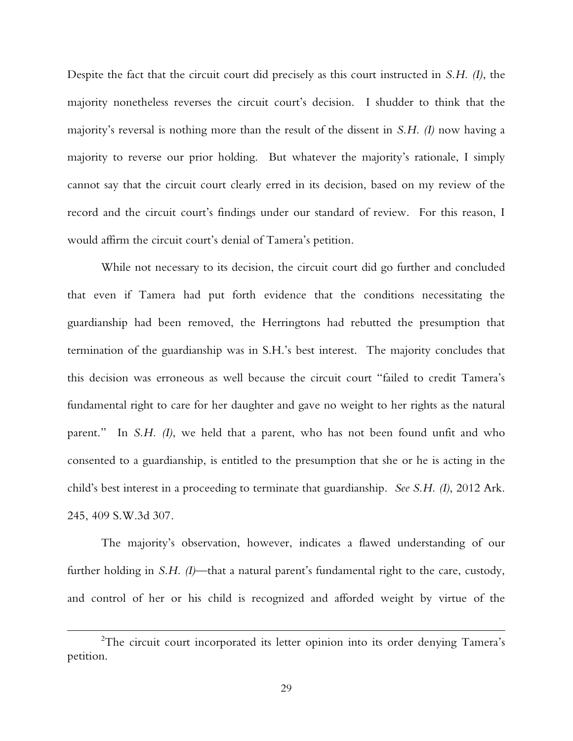Despite the fact that the circuit court did precisely as this court instructed in *S.H. (I)*, the majority nonetheless reverses the circuit court's decision. I shudder to think that the majority's reversal is nothing more than the result of the dissent in *S.H. (I)* now having a majority to reverse our prior holding. But whatever the majority's rationale, I simply cannot say that the circuit court clearly erred in its decision, based on my review of the record and the circuit court's findings under our standard of review. For this reason, I would affirm the circuit court's denial of Tamera's petition.

While not necessary to its decision, the circuit court did go further and concluded that even if Tamera had put forth evidence that the conditions necessitating the guardianship had been removed, the Herringtons had rebutted the presumption that termination of the guardianship was in S.H.'s best interest. The majority concludes that this decision was erroneous as well because the circuit court "failed to credit Tamera's fundamental right to care for her daughter and gave no weight to her rights as the natural parent." In *S.H. (I)*, we held that a parent, who has not been found unfit and who consented to a guardianship, is entitled to the presumption that she or he is acting in the child's best interest in a proceeding to terminate that guardianship. *See S.H. (I)*, 2012 Ark. 245, 409 S.W.3d 307.

The majority's observation, however, indicates a flawed understanding of our further holding in *S.H. (I)*—that a natural parent's fundamental right to the care, custody, and control of her or his child is recognized and afforded weight by virtue of the

---

[2]The circuit court incorporated its letter opinion into its order denying Tamera's petition.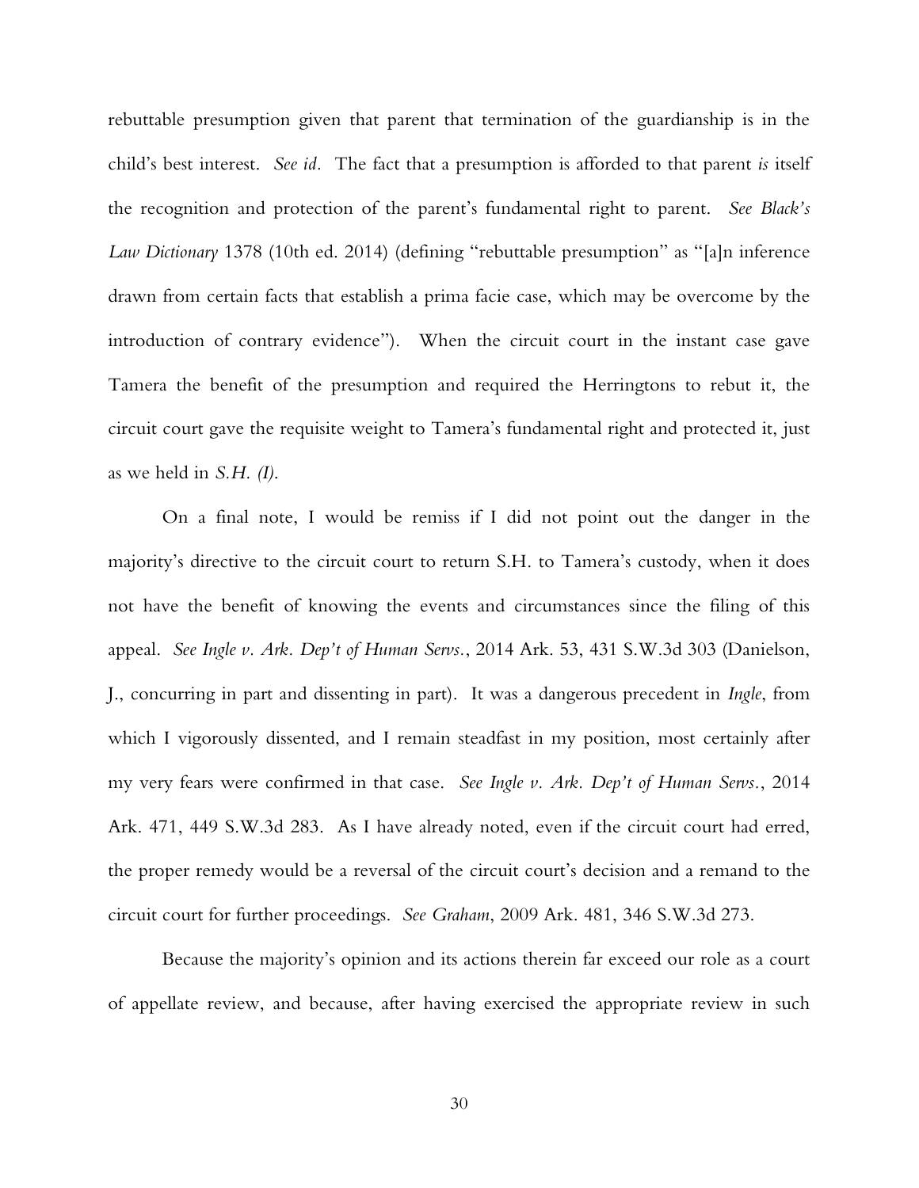rebuttable presumption given that parent that termination of the guardianship is in the child's best interest. *See id*. The fact that a presumption is afforded to that parent *is* itself the recognition and protection of the parent's fundamental right to parent. *See Black's Law Dictionary* 1378 (10th ed. 2014) (defining "rebuttable presumption" as "[a]n inference drawn from certain facts that establish a prima facie case, which may be overcome by the introduction of contrary evidence"). When the circuit court in the instant case gave Tamera the benefit of the presumption and required the Herringtons to rebut it, the circuit court gave the requisite weight to Tamera's fundamental right and protected it, just as we held in *S.H. (I)*.

On a final note, I would be remiss if I did not point out the danger in the majority's directive to the circuit court to return S.H. to Tamera's custody, when it does not have the benefit of knowing the events and circumstances since the filing of this appeal. *See Ingle v. Ark. Dep't of Human Servs.*, 2014 Ark. 53, 431 S.W.3d 303 (Danielson, J., concurring in part and dissenting in part). It was a dangerous precedent in *Ingle*, from which I vigorously dissented, and I remain steadfast in my position, most certainly after my very fears were confirmed in that case. *See Ingle v. Ark. Dep't of Human Servs.*, 2014 Ark. 471, 449 S.W.3d 283. As I have already noted, even if the circuit court had erred, the proper remedy would be a reversal of the circuit court's decision and a remand to the circuit court for further proceedings. *See Graham*, 2009 Ark. 481, 346 S.W.3d 273.

Because the majority's opinion and its actions therein far exceed our role as a court of appellate review, and because, after having exercised the appropriate review in such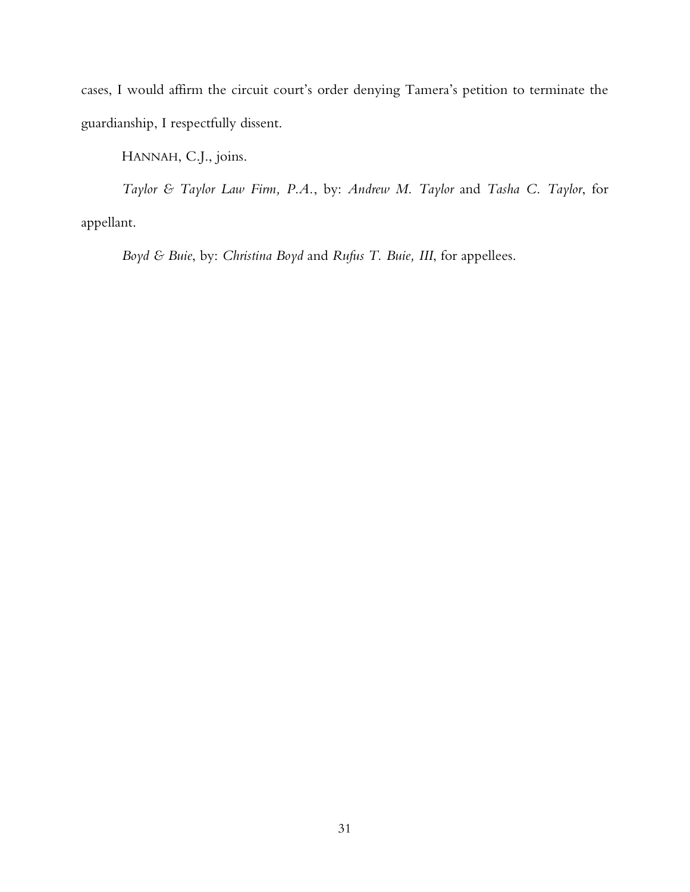cases, I would affirm the circuit court's order denying Tamera's petition to terminate the guardianship, I respectfully dissent.

HANNAH, C.J., joins.

*Taylor & Taylor Law Firm, P.A.*, by: *Andrew M. Taylor* and *Tasha C. Taylor*, for appellant.

*Boyd & Buie*, by: *Christina Boyd* and *Rufus T. Buie, III*, for appellees.